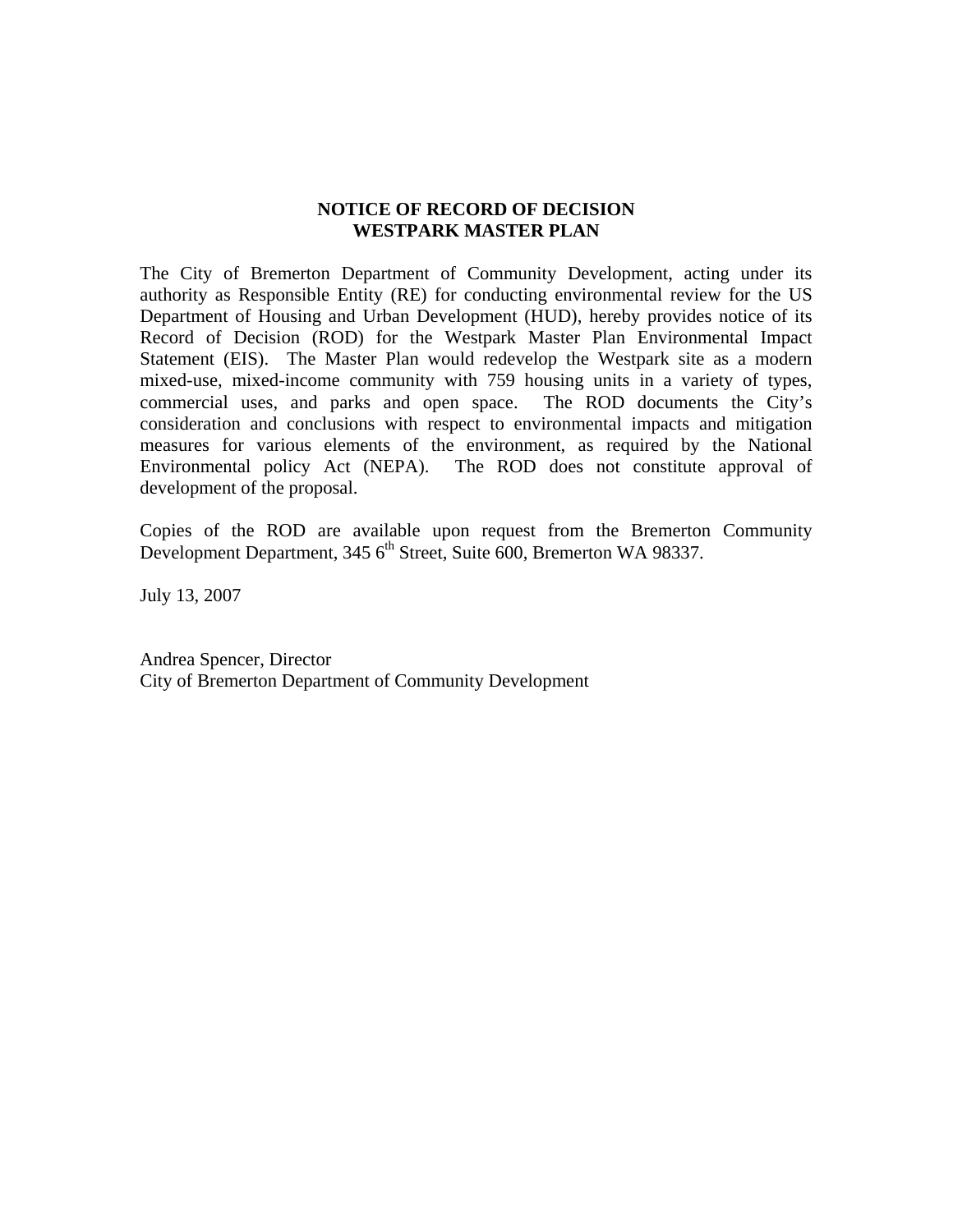# NOTICE OF RECORD OF DECISION
# WESTPARK MASTER PLAN

The City of Bremerton Department of Community Development, acting under its authority as Responsible Entity (RE) for conducting environmental review for the US Department of Housing and Urban Development (HUD), hereby provides notice of its Record of Decision (ROD) for the Westpark Master Plan Environmental Impact Statement (EIS). The Master Plan would redevelop the Westpark site as a modern mixed-use, mixed-income community with 759 housing units in a variety of types, commercial uses, and parks and open space. The ROD documents the City's consideration and conclusions with respect to environmental impacts and mitigation measures for various elements of the environment, as required by the National Environmental policy Act (NEPA). The ROD does not constitute approval of development of the proposal.

Copies of the ROD are available upon request from the Bremerton Community Development Department, 345 6th Street, Suite 600, Bremerton WA 98337.

July 13, 2007

Andrea Spencer, Director
City of Bremerton Department of Community Development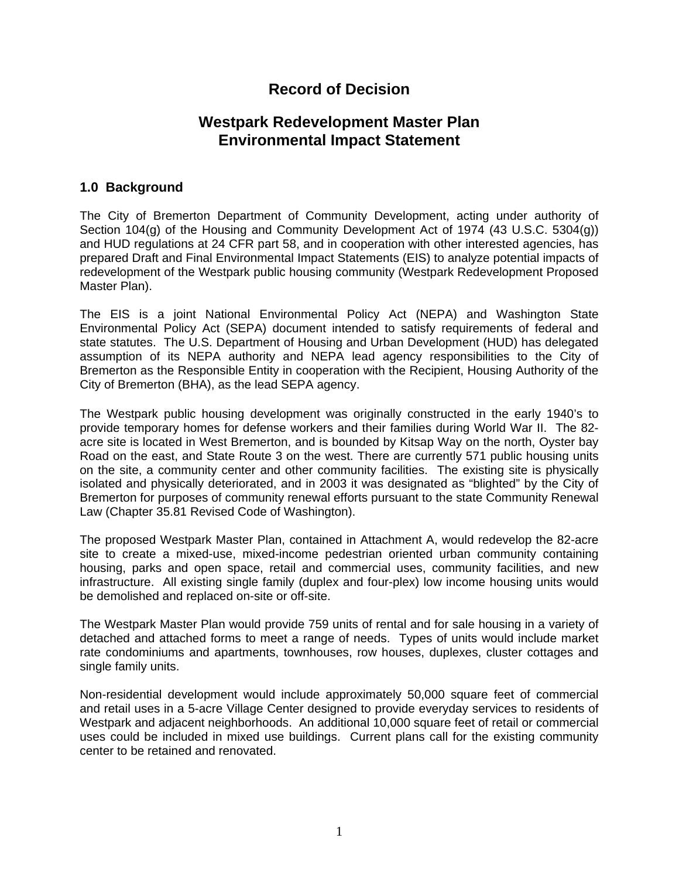# Record of Decision

## Westpark Redevelopment Master Plan Environmental Impact Statement

### 1.0 Background

The City of Bremerton Department of Community Development, acting under authority of Section 104(g) of the Housing and Community Development Act of 1974 (43 U.S.C. 5304(g)) and HUD regulations at 24 CFR part 58, and in cooperation with other interested agencies, has prepared Draft and Final Environmental Impact Statements (EIS) to analyze potential impacts of redevelopment of the Westpark public housing community (Westpark Redevelopment Proposed Master Plan).

The EIS is a joint National Environmental Policy Act (NEPA) and Washington State Environmental Policy Act (SEPA) document intended to satisfy requirements of federal and state statutes. The U.S. Department of Housing and Urban Development (HUD) has delegated assumption of its NEPA authority and NEPA lead agency responsibilities to the City of Bremerton as the Responsible Entity in cooperation with the Recipient, Housing Authority of the City of Bremerton (BHA), as the lead SEPA agency.

The Westpark public housing development was originally constructed in the early 1940's to provide temporary homes for defense workers and their families during World War II. The 82-acre site is located in West Bremerton, and is bounded by Kitsap Way on the north, Oyster bay Road on the east, and State Route 3 on the west. There are currently 571 public housing units on the site, a community center and other community facilities. The existing site is physically isolated and physically deteriorated, and in 2003 it was designated as "blighted" by the City of Bremerton for purposes of community renewal efforts pursuant to the state Community Renewal Law (Chapter 35.81 Revised Code of Washington).

The proposed Westpark Master Plan, contained in Attachment A, would redevelop the 82-acre site to create a mixed-use, mixed-income pedestrian oriented urban community containing housing, parks and open space, retail and commercial uses, community facilities, and new infrastructure. All existing single family (duplex and four-plex) low income housing units would be demolished and replaced on-site or off-site.

The Westpark Master Plan would provide 759 units of rental and for sale housing in a variety of detached and attached forms to meet a range of needs. Types of units would include market rate condominiums and apartments, townhouses, row houses, duplexes, cluster cottages and single family units.

Non-residential development would include approximately 50,000 square feet of commercial and retail uses in a 5-acre Village Center designed to provide everyday services to residents of Westpark and adjacent neighborhoods. An additional 10,000 square feet of retail or commercial uses could be included in mixed use buildings. Current plans call for the existing community center to be retained and renovated.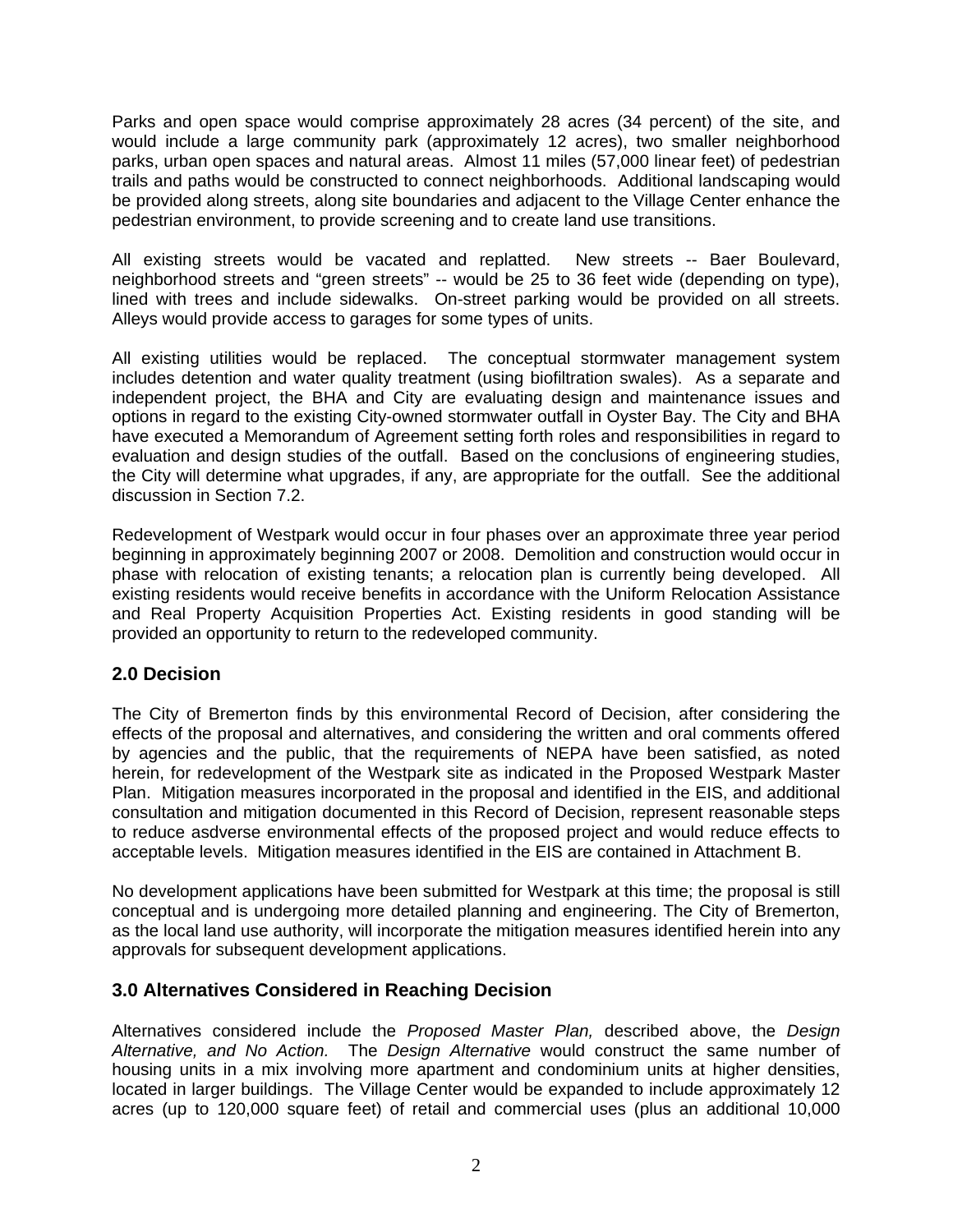Parks and open space would comprise approximately 28 acres (34 percent) of the site, and would include a large community park (approximately 12 acres), two smaller neighborhood parks, urban open spaces and natural areas. Almost 11 miles (57,000 linear feet) of pedestrian trails and paths would be constructed to connect neighborhoods. Additional landscaping would be provided along streets, along site boundaries and adjacent to the Village Center enhance the pedestrian environment, to provide screening and to create land use transitions.

All existing streets would be vacated and replatted. New streets -- Baer Boulevard, neighborhood streets and "green streets" -- would be 25 to 36 feet wide (depending on type), lined with trees and include sidewalks. On-street parking would be provided on all streets. Alleys would provide access to garages for some types of units.

All existing utilities would be replaced. The conceptual stormwater management system includes detention and water quality treatment (using biofiltration swales). As a separate and independent project, the BHA and City are evaluating design and maintenance issues and options in regard to the existing City-owned stormwater outfall in Oyster Bay. The City and BHA have executed a Memorandum of Agreement setting forth roles and responsibilities in regard to evaluation and design studies of the outfall. Based on the conclusions of engineering studies, the City will determine what upgrades, if any, are appropriate for the outfall. See the additional discussion in Section 7.2.

Redevelopment of Westpark would occur in four phases over an approximate three year period beginning in approximately beginning 2007 or 2008. Demolition and construction would occur in phase with relocation of existing tenants; a relocation plan is currently being developed. All existing residents would receive benefits in accordance with the Uniform Relocation Assistance and Real Property Acquisition Properties Act. Existing residents in good standing will be provided an opportunity to return to the redeveloped community.

## 2.0 Decision

The City of Bremerton finds by this environmental Record of Decision, after considering the effects of the proposal and alternatives, and considering the written and oral comments offered by agencies and the public, that the requirements of NEPA have been satisfied, as noted herein, for redevelopment of the Westpark site as indicated in the Proposed Westpark Master Plan. Mitigation measures incorporated in the proposal and identified in the EIS, and additional consultation and mitigation documented in this Record of Decision, represent reasonable steps to reduce asdverse environmental effects of the proposed project and would reduce effects to acceptable levels. Mitigation measures identified in the EIS are contained in Attachment B.

No development applications have been submitted for Westpark at this time; the proposal is still conceptual and is undergoing more detailed planning and engineering. The City of Bremerton, as the local land use authority, will incorporate the mitigation measures identified herein into any approvals for subsequent development applications.

## 3.0 Alternatives Considered in Reaching Decision

Alternatives considered include the *Proposed Master Plan,* described above, the *Design Alternative, and No Action.* The *Design Alternative* would construct the same number of housing units in a mix involving more apartment and condominium units at higher densities, located in larger buildings. The Village Center would be expanded to include approximately 12 acres (up to 120,000 square feet) of retail and commercial uses (plus an additional 10,000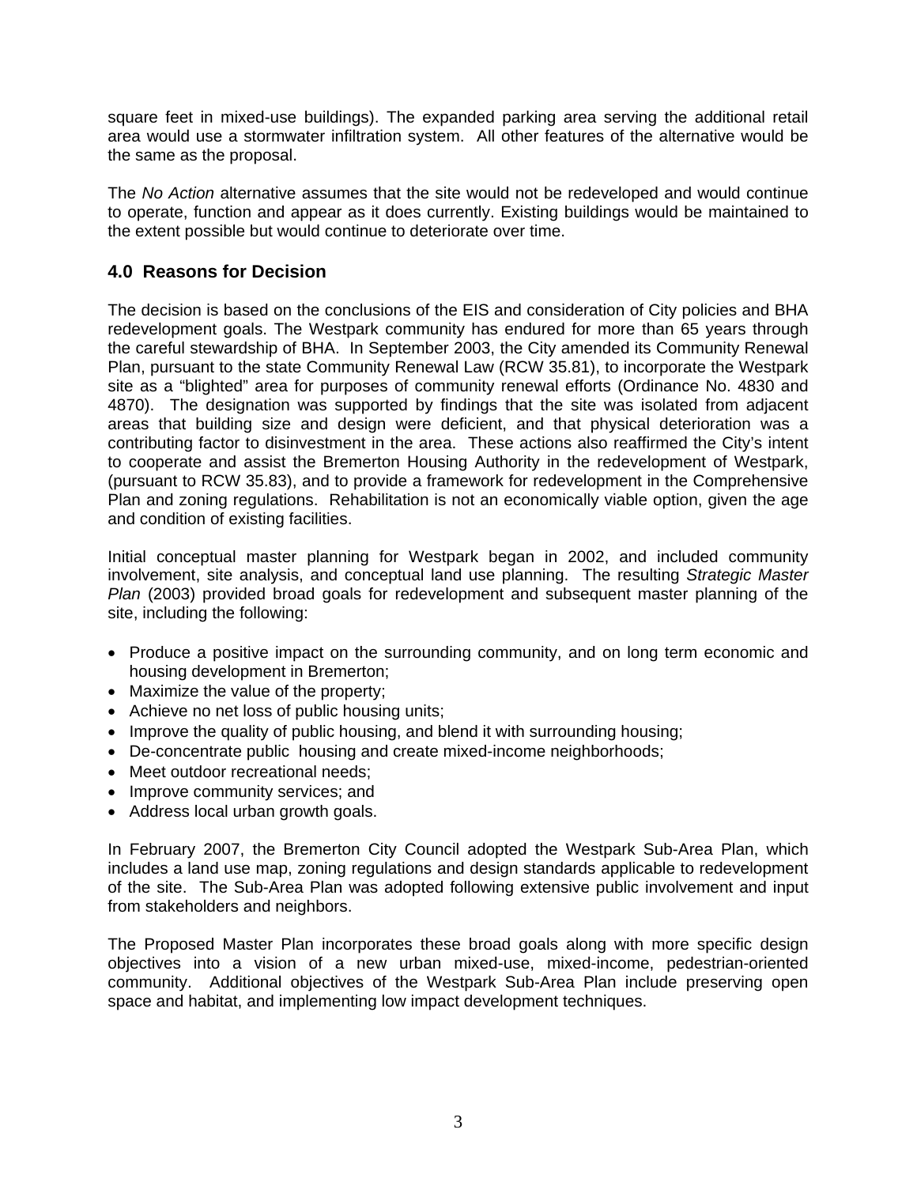square feet in mixed-use buildings). The expanded parking area serving the additional retail area would use a stormwater infiltration system. All other features of the alternative would be the same as the proposal.

The *No Action* alternative assumes that the site would not be redeveloped and would continue to operate, function and appear as it does currently. Existing buildings would be maintained to the extent possible but would continue to deteriorate over time.

## 4.0 Reasons for Decision

The decision is based on the conclusions of the EIS and consideration of City policies and BHA redevelopment goals. The Westpark community has endured for more than 65 years through the careful stewardship of BHA. In September 2003, the City amended its Community Renewal Plan, pursuant to the state Community Renewal Law (RCW 35.81), to incorporate the Westpark site as a "blighted" area for purposes of community renewal efforts (Ordinance No. 4830 and 4870). The designation was supported by findings that the site was isolated from adjacent areas that building size and design were deficient, and that physical deterioration was a contributing factor to disinvestment in the area. These actions also reaffirmed the City's intent to cooperate and assist the Bremerton Housing Authority in the redevelopment of Westpark, (pursuant to RCW 35.83), and to provide a framework for redevelopment in the Comprehensive Plan and zoning regulations. Rehabilitation is not an economically viable option, given the age and condition of existing facilities.

Initial conceptual master planning for Westpark began in 2002, and included community involvement, site analysis, and conceptual land use planning. The resulting *Strategic Master Plan* (2003) provided broad goals for redevelopment and subsequent master planning of the site, including the following:

- Produce a positive impact on the surrounding community, and on long term economic and housing development in Bremerton;
- Maximize the value of the property;
- Achieve no net loss of public housing units;
- Improve the quality of public housing, and blend it with surrounding housing;
- De-concentrate public housing and create mixed-income neighborhoods;
- Meet outdoor recreational needs;
- Improve community services; and
- Address local urban growth goals.

In February 2007, the Bremerton City Council adopted the Westpark Sub-Area Plan, which includes a land use map, zoning regulations and design standards applicable to redevelopment of the site. The Sub-Area Plan was adopted following extensive public involvement and input from stakeholders and neighbors.

The Proposed Master Plan incorporates these broad goals along with more specific design objectives into a vision of a new urban mixed-use, mixed-income, pedestrian-oriented community. Additional objectives of the Westpark Sub-Area Plan include preserving open space and habitat, and implementing low impact development techniques.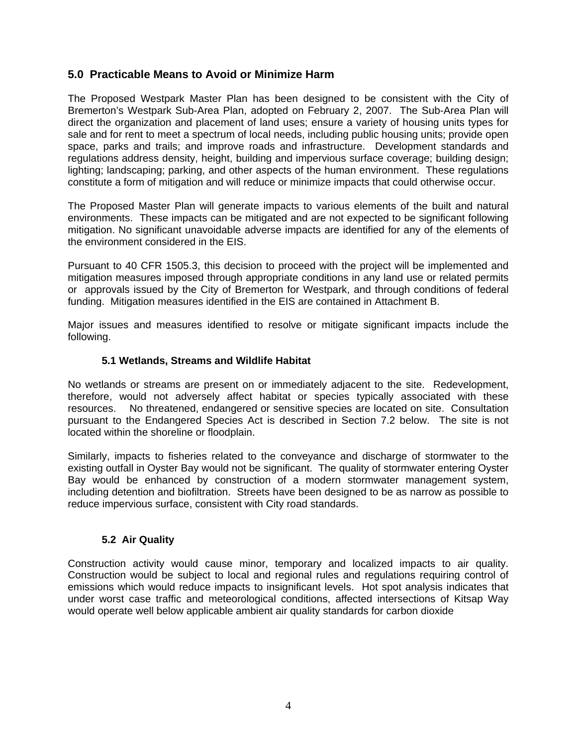## 5.0 Practicable Means to Avoid or Minimize Harm

The Proposed Westpark Master Plan has been designed to be consistent with the City of Bremerton's Westpark Sub-Area Plan, adopted on February 2, 2007. The Sub-Area Plan will direct the organization and placement of land uses; ensure a variety of housing units types for sale and for rent to meet a spectrum of local needs, including public housing units; provide open space, parks and trails; and improve roads and infrastructure. Development standards and regulations address density, height, building and impervious surface coverage; building design; lighting; landscaping; parking, and other aspects of the human environment. These regulations constitute a form of mitigation and will reduce or minimize impacts that could otherwise occur.

The Proposed Master Plan will generate impacts to various elements of the built and natural environments. These impacts can be mitigated and are not expected to be significant following mitigation. No significant unavoidable adverse impacts are identified for any of the elements of the environment considered in the EIS.

Pursuant to 40 CFR 1505.3, this decision to proceed with the project will be implemented and mitigation measures imposed through appropriate conditions in any land use or related permits or approvals issued by the City of Bremerton for Westpark, and through conditions of federal funding. Mitigation measures identified in the EIS are contained in Attachment B.

Major issues and measures identified to resolve or mitigate significant impacts include the following.

### 5.1 Wetlands, Streams and Wildlife Habitat

No wetlands or streams are present on or immediately adjacent to the site. Redevelopment, therefore, would not adversely affect habitat or species typically associated with these resources. No threatened, endangered or sensitive species are located on site. Consultation pursuant to the Endangered Species Act is described in Section 7.2 below. The site is not located within the shoreline or floodplain.

Similarly, impacts to fisheries related to the conveyance and discharge of stormwater to the existing outfall in Oyster Bay would not be significant. The quality of stormwater entering Oyster Bay would be enhanced by construction of a modern stormwater management system, including detention and biofiltration. Streets have been designed to be as narrow as possible to reduce impervious surface, consistent with City road standards.

### 5.2 Air Quality

Construction activity would cause minor, temporary and localized impacts to air quality. Construction would be subject to local and regional rules and regulations requiring control of emissions which would reduce impacts to insignificant levels. Hot spot analysis indicates that under worst case traffic and meteorological conditions, affected intersections of Kitsap Way would operate well below applicable ambient air quality standards for carbon dioxide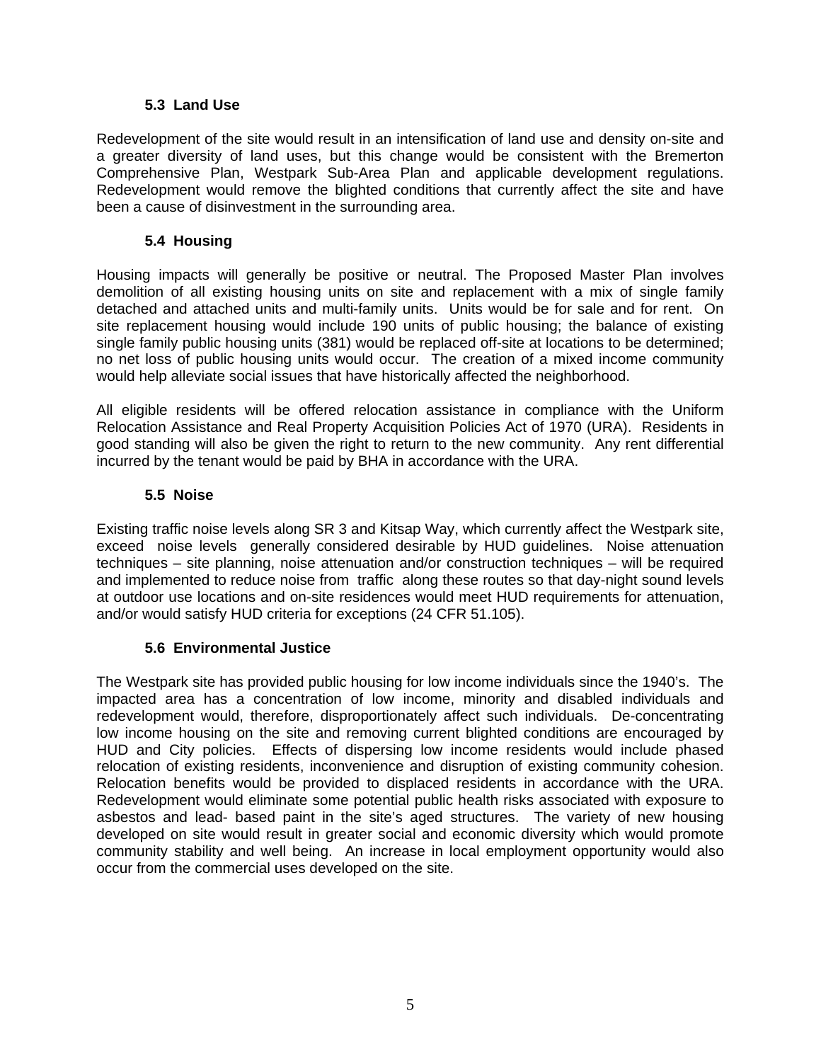### 5.3 Land Use

Redevelopment of the site would result in an intensification of land use and density on-site and a greater diversity of land uses, but this change would be consistent with the Bremerton Comprehensive Plan, Westpark Sub-Area Plan and applicable development regulations. Redevelopment would remove the blighted conditions that currently affect the site and have been a cause of disinvestment in the surrounding area.

### 5.4 Housing

Housing impacts will generally be positive or neutral. The Proposed Master Plan involves demolition of all existing housing units on site and replacement with a mix of single family detached and attached units and multi-family units. Units would be for sale and for rent. On site replacement housing would include 190 units of public housing; the balance of existing single family public housing units (381) would be replaced off-site at locations to be determined; no net loss of public housing units would occur. The creation of a mixed income community would help alleviate social issues that have historically affected the neighborhood.

All eligible residents will be offered relocation assistance in compliance with the Uniform Relocation Assistance and Real Property Acquisition Policies Act of 1970 (URA). Residents in good standing will also be given the right to return to the new community. Any rent differential incurred by the tenant would be paid by BHA in accordance with the URA.

### 5.5 Noise

Existing traffic noise levels along SR 3 and Kitsap Way, which currently affect the Westpark site, exceed noise levels generally considered desirable by HUD guidelines. Noise attenuation techniques – site planning, noise attenuation and/or construction techniques – will be required and implemented to reduce noise from traffic along these routes so that day-night sound levels at outdoor use locations and on-site residences would meet HUD requirements for attenuation, and/or would satisfy HUD criteria for exceptions (24 CFR 51.105).

### 5.6 Environmental Justice

The Westpark site has provided public housing for low income individuals since the 1940's. The impacted area has a concentration of low income, minority and disabled individuals and redevelopment would, therefore, disproportionately affect such individuals. De-concentrating low income housing on the site and removing current blighted conditions are encouraged by HUD and City policies. Effects of dispersing low income residents would include phased relocation of existing residents, inconvenience and disruption of existing community cohesion. Relocation benefits would be provided to displaced residents in accordance with the URA. Redevelopment would eliminate some potential public health risks associated with exposure to asbestos and lead- based paint in the site's aged structures. The variety of new housing developed on site would result in greater social and economic diversity which would promote community stability and well being. An increase in local employment opportunity would also occur from the commercial uses developed on the site.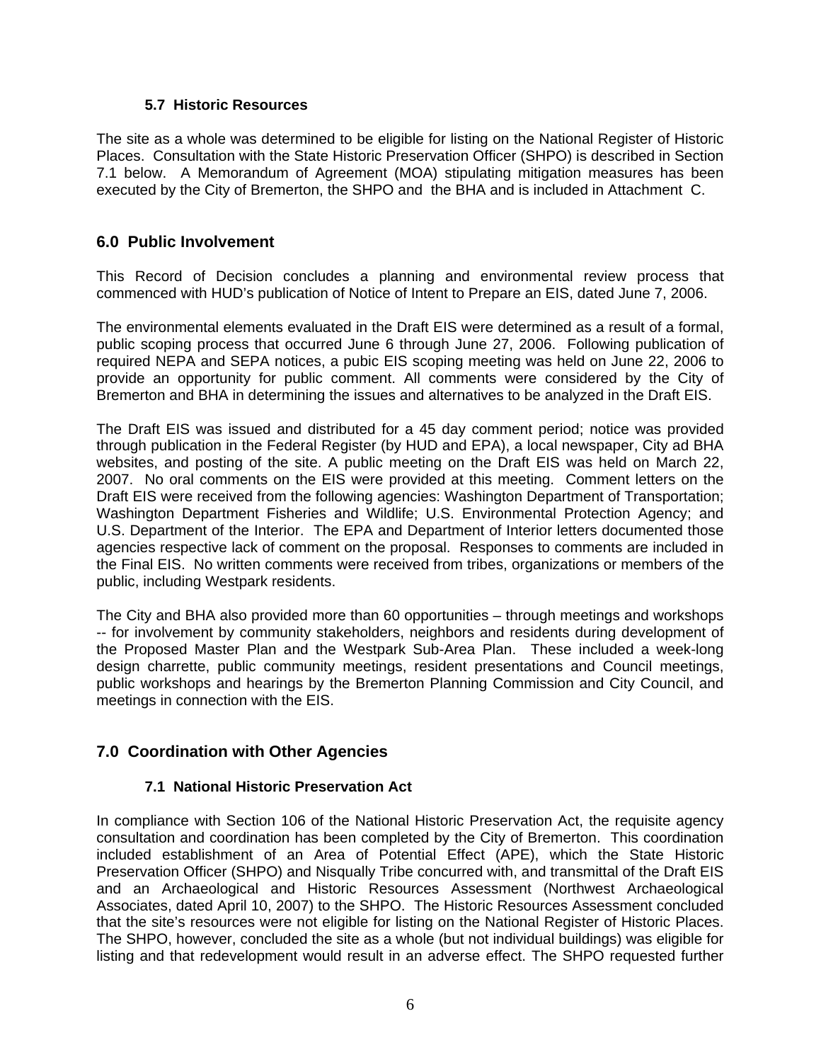### 5.7 Historic Resources

The site as a whole was determined to be eligible for listing on the National Register of Historic Places. Consultation with the State Historic Preservation Officer (SHPO) is described in Section 7.1 below. A Memorandum of Agreement (MOA) stipulating mitigation measures has been executed by the City of Bremerton, the SHPO and the BHA and is included in Attachment C.

## 6.0 Public Involvement

This Record of Decision concludes a planning and environmental review process that commenced with HUD's publication of Notice of Intent to Prepare an EIS, dated June 7, 2006.

The environmental elements evaluated in the Draft EIS were determined as a result of a formal, public scoping process that occurred June 6 through June 27, 2006. Following publication of required NEPA and SEPA notices, a pubic EIS scoping meeting was held on June 22, 2006 to provide an opportunity for public comment. All comments were considered by the City of Bremerton and BHA in determining the issues and alternatives to be analyzed in the Draft EIS.

The Draft EIS was issued and distributed for a 45 day comment period; notice was provided through publication in the Federal Register (by HUD and EPA), a local newspaper, City ad BHA websites, and posting of the site. A public meeting on the Draft EIS was held on March 22, 2007. No oral comments on the EIS were provided at this meeting. Comment letters on the Draft EIS were received from the following agencies: Washington Department of Transportation; Washington Department Fisheries and Wildlife; U.S. Environmental Protection Agency; and U.S. Department of the Interior. The EPA and Department of Interior letters documented those agencies respective lack of comment on the proposal. Responses to comments are included in the Final EIS. No written comments were received from tribes, organizations or members of the public, including Westpark residents.

The City and BHA also provided more than 60 opportunities – through meetings and workshops -- for involvement by community stakeholders, neighbors and residents during development of the Proposed Master Plan and the Westpark Sub-Area Plan. These included a week-long design charrette, public community meetings, resident presentations and Council meetings, public workshops and hearings by the Bremerton Planning Commission and City Council, and meetings in connection with the EIS.

## 7.0 Coordination with Other Agencies

### 7.1 National Historic Preservation Act

In compliance with Section 106 of the National Historic Preservation Act, the requisite agency consultation and coordination has been completed by the City of Bremerton. This coordination included establishment of an Area of Potential Effect (APE), which the State Historic Preservation Officer (SHPO) and Nisqually Tribe concurred with, and transmittal of the Draft EIS and an Archaeological and Historic Resources Assessment (Northwest Archaeological Associates, dated April 10, 2007) to the SHPO. The Historic Resources Assessment concluded that the site's resources were not eligible for listing on the National Register of Historic Places. The SHPO, however, concluded the site as a whole (but not individual buildings) was eligible for listing and that redevelopment would result in an adverse effect. The SHPO requested further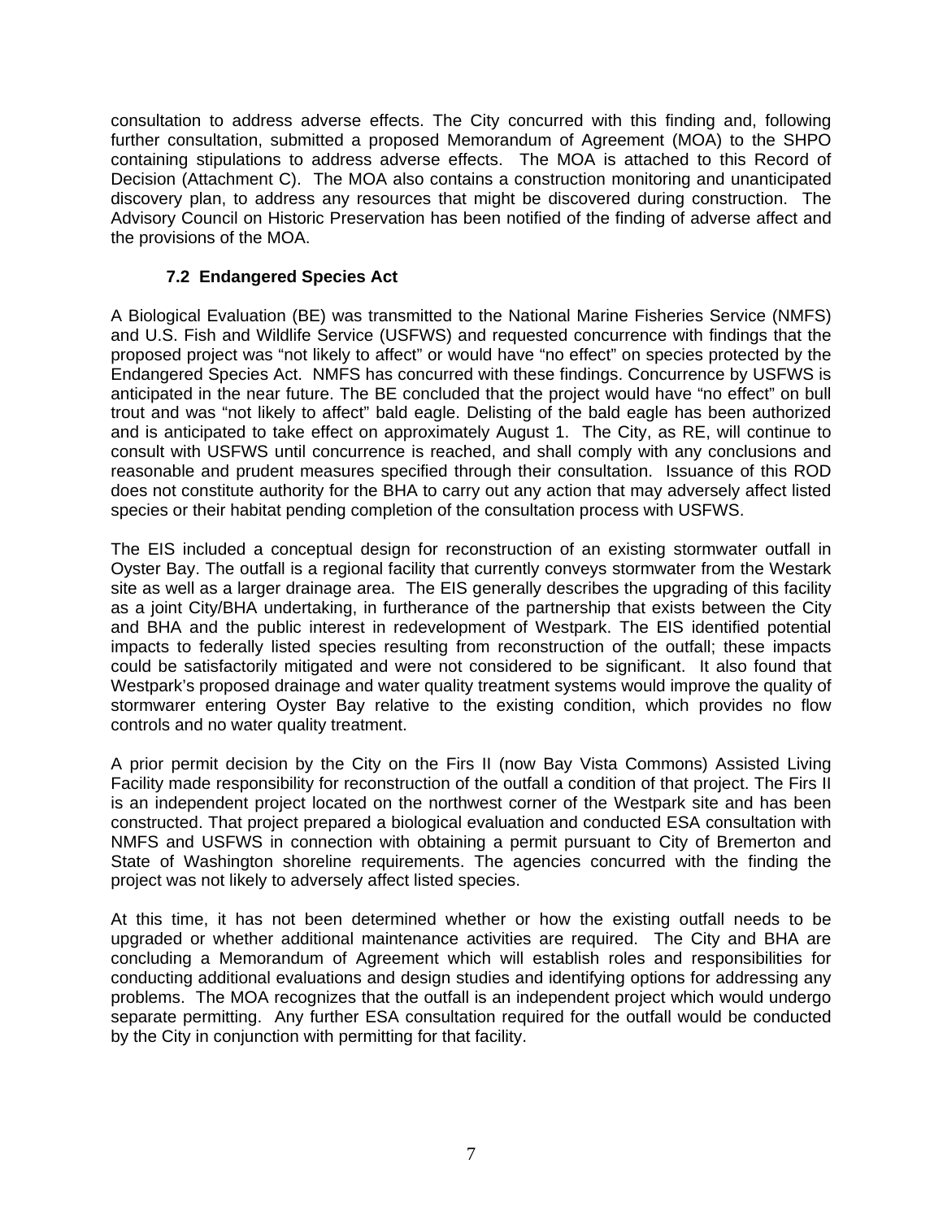consultation to address adverse effects. The City concurred with this finding and, following further consultation, submitted a proposed Memorandum of Agreement (MOA) to the SHPO containing stipulations to address adverse effects. The MOA is attached to this Record of Decision (Attachment C). The MOA also contains a construction monitoring and unanticipated discovery plan, to address any resources that might be discovered during construction. The Advisory Council on Historic Preservation has been notified of the finding of adverse affect and the provisions of the MOA.

### 7.2 Endangered Species Act

A Biological Evaluation (BE) was transmitted to the National Marine Fisheries Service (NMFS) and U.S. Fish and Wildlife Service (USFWS) and requested concurrence with findings that the proposed project was "not likely to affect" or would have "no effect" on species protected by the Endangered Species Act. NMFS has concurred with these findings. Concurrence by USFWS is anticipated in the near future. The BE concluded that the project would have "no effect" on bull trout and was "not likely to affect" bald eagle. Delisting of the bald eagle has been authorized and is anticipated to take effect on approximately August 1. The City, as RE, will continue to consult with USFWS until concurrence is reached, and shall comply with any conclusions and reasonable and prudent measures specified through their consultation. Issuance of this ROD does not constitute authority for the BHA to carry out any action that may adversely affect listed species or their habitat pending completion of the consultation process with USFWS.

The EIS included a conceptual design for reconstruction of an existing stormwater outfall in Oyster Bay. The outfall is a regional facility that currently conveys stormwater from the Westark site as well as a larger drainage area. The EIS generally describes the upgrading of this facility as a joint City/BHA undertaking, in furtherance of the partnership that exists between the City and BHA and the public interest in redevelopment of Westpark. The EIS identified potential impacts to federally listed species resulting from reconstruction of the outfall; these impacts could be satisfactorily mitigated and were not considered to be significant. It also found that Westpark's proposed drainage and water quality treatment systems would improve the quality of stormwarer entering Oyster Bay relative to the existing condition, which provides no flow controls and no water quality treatment.

A prior permit decision by the City on the Firs II (now Bay Vista Commons) Assisted Living Facility made responsibility for reconstruction of the outfall a condition of that project. The Firs II is an independent project located on the northwest corner of the Westpark site and has been constructed. That project prepared a biological evaluation and conducted ESA consultation with NMFS and USFWS in connection with obtaining a permit pursuant to City of Bremerton and State of Washington shoreline requirements. The agencies concurred with the finding the project was not likely to adversely affect listed species.

At this time, it has not been determined whether or how the existing outfall needs to be upgraded or whether additional maintenance activities are required. The City and BHA are concluding a Memorandum of Agreement which will establish roles and responsibilities for conducting additional evaluations and design studies and identifying options for addressing any problems. The MOA recognizes that the outfall is an independent project which would undergo separate permitting. Any further ESA consultation required for the outfall would be conducted by the City in conjunction with permitting for that facility.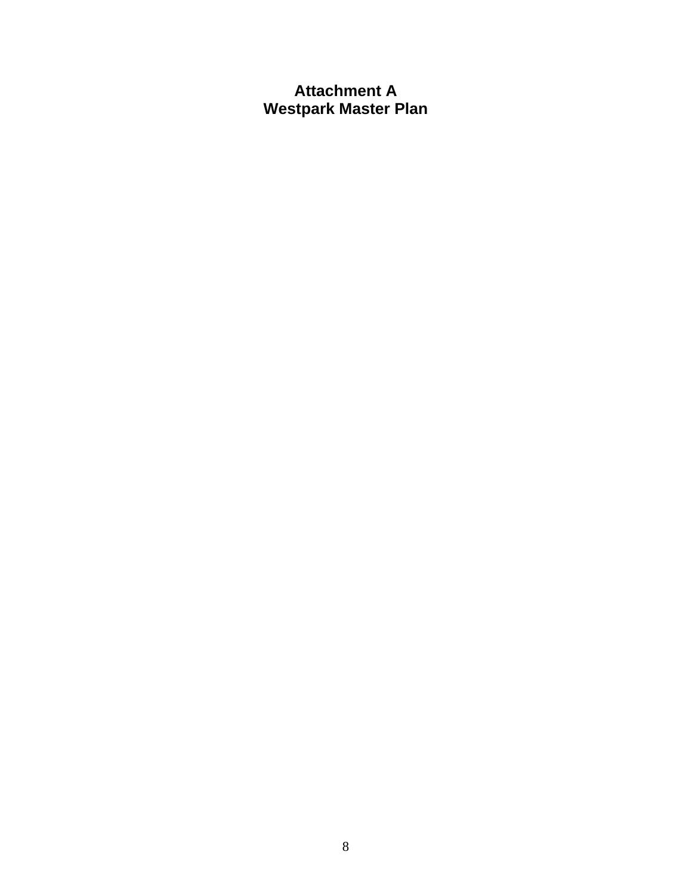# Attachment A
# Westpark Master Plan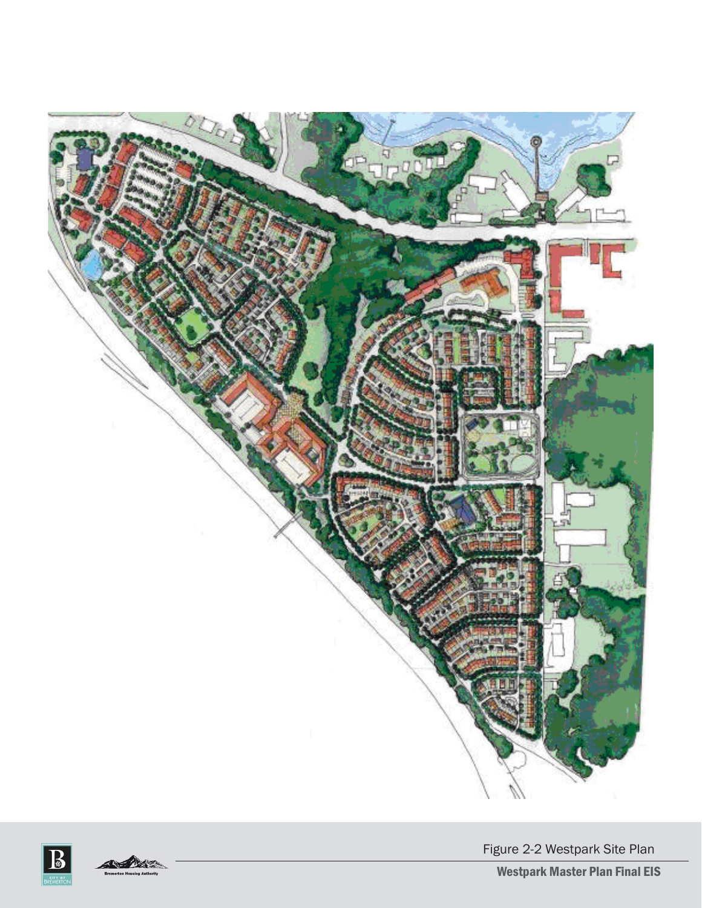Figure 2-2 Westpark Site Plan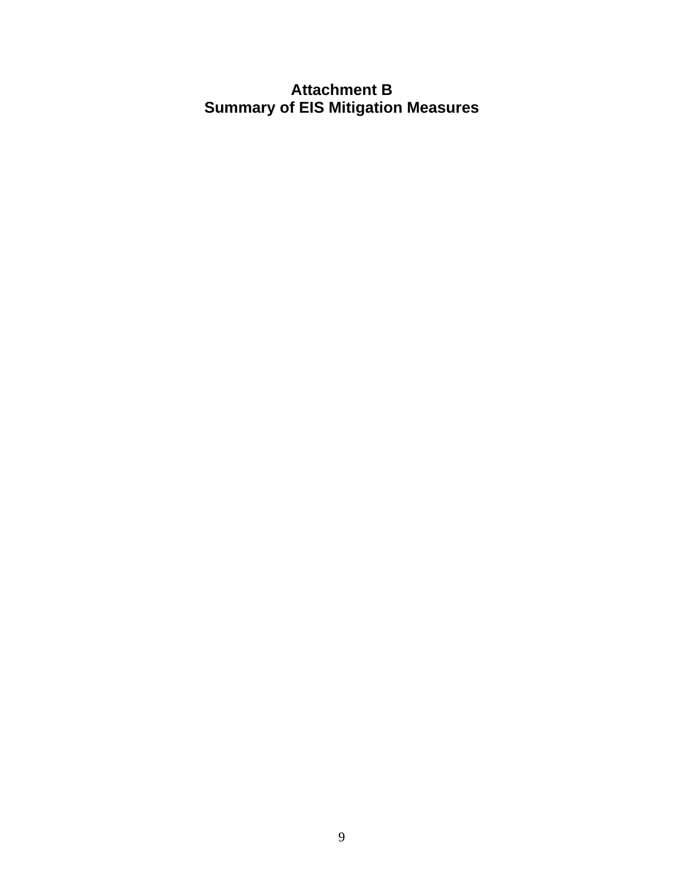# Attachment B
# Summary of EIS Mitigation Measures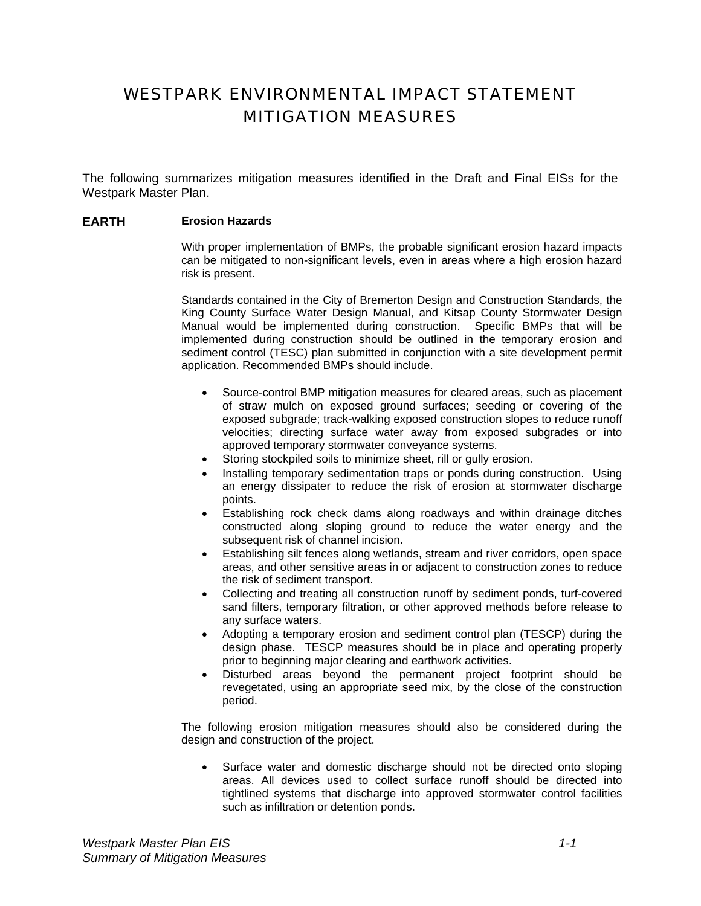# WESTPARK ENVIRONMENTAL IMPACT STATEMENT MITIGATION MEASURES

The following summarizes mitigation measures identified in the Draft and Final EISs for the Westpark Master Plan.

## EARTH

### Erosion Hazards

With proper implementation of BMPs, the probable significant erosion hazard impacts can be mitigated to non-significant levels, even in areas where a high erosion hazard risk is present.

Standards contained in the City of Bremerton Design and Construction Standards, the King County Surface Water Design Manual, and Kitsap County Stormwater Design Manual would be implemented during construction. Specific BMPs that will be implemented during construction should be outlined in the temporary erosion and sediment control (TESC) plan submitted in conjunction with a site development permit application. Recommended BMPs should include.

- Source-control BMP mitigation measures for cleared areas, such as placement of straw mulch on exposed ground surfaces; seeding or covering of the exposed subgrade; track-walking exposed construction slopes to reduce runoff velocities; directing surface water away from exposed subgrades or into approved temporary stormwater conveyance systems.
- Storing stockpiled soils to minimize sheet, rill or gully erosion.
- Installing temporary sedimentation traps or ponds during construction. Using an energy dissipater to reduce the risk of erosion at stormwater discharge points.
- Establishing rock check dams along roadways and within drainage ditches constructed along sloping ground to reduce the water energy and the subsequent risk of channel incision.
- Establishing silt fences along wetlands, stream and river corridors, open space areas, and other sensitive areas in or adjacent to construction zones to reduce the risk of sediment transport.
- Collecting and treating all construction runoff by sediment ponds, turf-covered sand filters, temporary filtration, or other approved methods before release to any surface waters.
- Adopting a temporary erosion and sediment control plan (TESCP) during the design phase. TESCP measures should be in place and operating properly prior to beginning major clearing and earthwork activities.
- Disturbed areas beyond the permanent project footprint should be revegetated, using an appropriate seed mix, by the close of the construction period.

The following erosion mitigation measures should also be considered during the design and construction of the project.

- Surface water and domestic discharge should not be directed onto sloping areas. All devices used to collect surface runoff should be directed into tightlined systems that discharge into approved stormwater control facilities such as infiltration or detention ponds.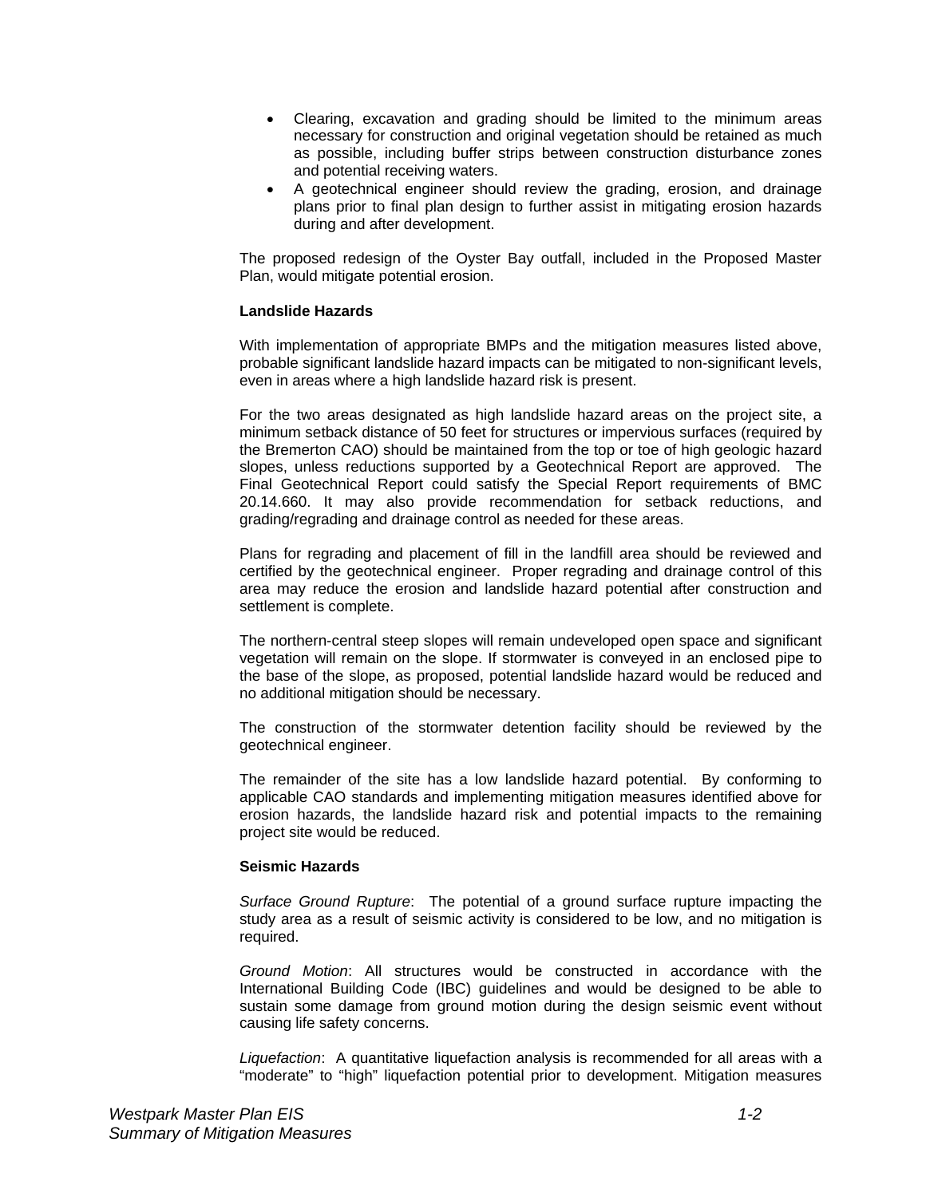- Clearing, excavation and grading should be limited to the minimum areas necessary for construction and original vegetation should be retained as much as possible, including buffer strips between construction disturbance zones and potential receiving waters.
- A geotechnical engineer should review the grading, erosion, and drainage plans prior to final plan design to further assist in mitigating erosion hazards during and after development.

The proposed redesign of the Oyster Bay outfall, included in the Proposed Master Plan, would mitigate potential erosion.

**Landslide Hazards**

With implementation of appropriate BMPs and the mitigation measures listed above, probable significant landslide hazard impacts can be mitigated to non-significant levels, even in areas where a high landslide hazard risk is present.

For the two areas designated as high landslide hazard areas on the project site, a minimum setback distance of 50 feet for structures or impervious surfaces (required by the Bremerton CAO) should be maintained from the top or toe of high geologic hazard slopes, unless reductions supported by a Geotechnical Report are approved. The Final Geotechnical Report could satisfy the Special Report requirements of BMC 20.14.660. It may also provide recommendation for setback reductions, and grading/regrading and drainage control as needed for these areas.

Plans for regrading and placement of fill in the landfill area should be reviewed and certified by the geotechnical engineer. Proper regrading and drainage control of this area may reduce the erosion and landslide hazard potential after construction and settlement is complete.

The northern-central steep slopes will remain undeveloped open space and significant vegetation will remain on the slope. If stormwater is conveyed in an enclosed pipe to the base of the slope, as proposed, potential landslide hazard would be reduced and no additional mitigation should be necessary.

The construction of the stormwater detention facility should be reviewed by the geotechnical engineer.

The remainder of the site has a low landslide hazard potential. By conforming to applicable CAO standards and implementing mitigation measures identified above for erosion hazards, the landslide hazard risk and potential impacts to the remaining project site would be reduced.

**Seismic Hazards**

*Surface Ground Rupture*: The potential of a ground surface rupture impacting the study area as a result of seismic activity is considered to be low, and no mitigation is required.

*Ground Motion*: All structures would be constructed in accordance with the International Building Code (IBC) guidelines and would be designed to be able to sustain some damage from ground motion during the design seismic event without causing life safety concerns.

*Liquefaction*: A quantitative liquefaction analysis is recommended for all areas with a "moderate" to "high" liquefaction potential prior to development. Mitigation measures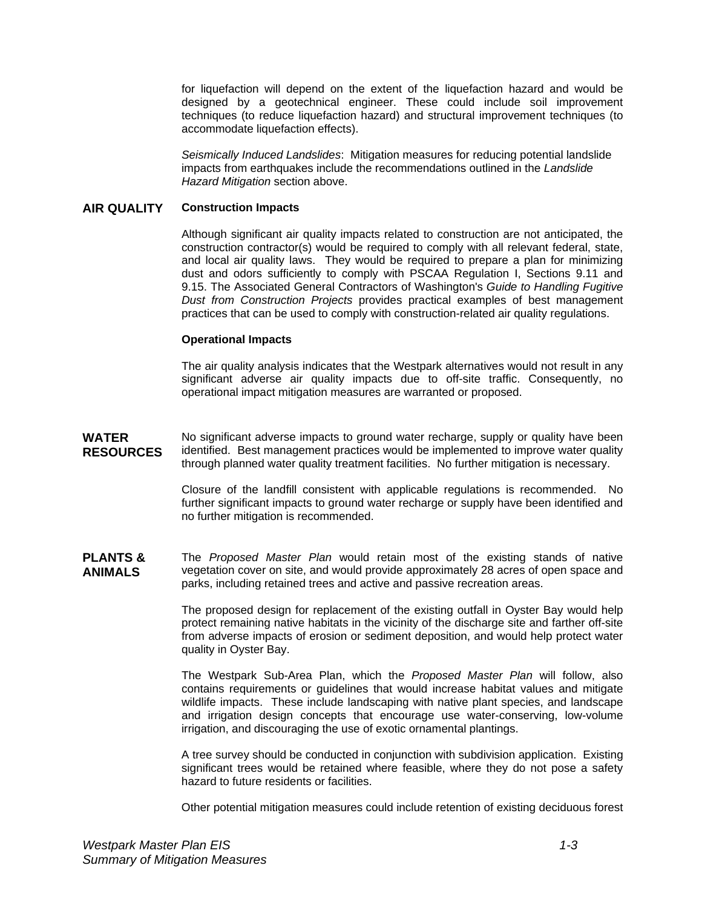for liquefaction will depend on the extent of the liquefaction hazard and would be designed by a geotechnical engineer. These could include soil improvement techniques (to reduce liquefaction hazard) and structural improvement techniques (to accommodate liquefaction effects).

*Seismically Induced Landslides*: Mitigation measures for reducing potential landslide impacts from earthquakes include the recommendations outlined in the *Landslide Hazard Mitigation* section above.

## AIR QUALITY

**Construction Impacts**

Although significant air quality impacts related to construction are not anticipated, the construction contractor(s) would be required to comply with all relevant federal, state, and local air quality laws. They would be required to prepare a plan for minimizing dust and odors sufficiently to comply with PSCAA Regulation I, Sections 9.11 and 9.15. The Associated General Contractors of Washington's *Guide to Handling Fugitive Dust from Construction Projects* provides practical examples of best management practices that can be used to comply with construction-related air quality regulations.

**Operational Impacts**

The air quality analysis indicates that the Westpark alternatives would not result in any significant adverse air quality impacts due to off-site traffic. Consequently, no operational impact mitigation measures are warranted or proposed.

## WATER RESOURCES

No significant adverse impacts to ground water recharge, supply or quality have been identified. Best management practices would be implemented to improve water quality through planned water quality treatment facilities. No further mitigation is necessary.

Closure of the landfill consistent with applicable regulations is recommended. No further significant impacts to ground water recharge or supply have been identified and no further mitigation is recommended.

## PLANTS & ANIMALS

The *Proposed Master Plan* would retain most of the existing stands of native vegetation cover on site, and would provide approximately 28 acres of open space and parks, including retained trees and active and passive recreation areas.

The proposed design for replacement of the existing outfall in Oyster Bay would help protect remaining native habitats in the vicinity of the discharge site and farther off-site from adverse impacts of erosion or sediment deposition, and would help protect water quality in Oyster Bay.

The Westpark Sub-Area Plan, which the *Proposed Master Plan* will follow, also contains requirements or guidelines that would increase habitat values and mitigate wildlife impacts. These include landscaping with native plant species, and landscape and irrigation design concepts that encourage use water-conserving, low-volume irrigation, and discouraging the use of exotic ornamental plantings.

A tree survey should be conducted in conjunction with subdivision application. Existing significant trees would be retained where feasible, where they do not pose a safety hazard to future residents or facilities.

Other potential mitigation measures could include retention of existing deciduous forest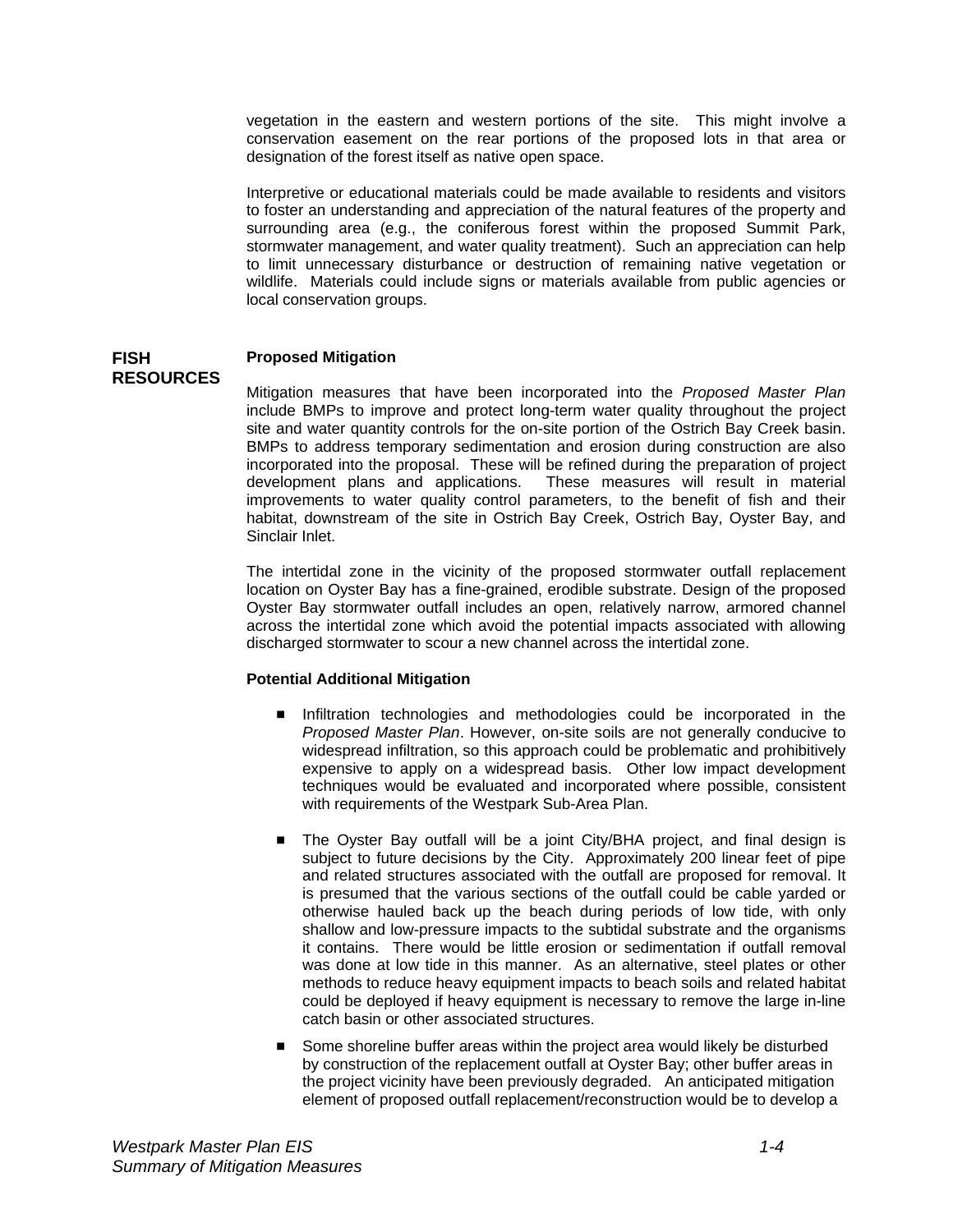vegetation in the eastern and western portions of the site. This might involve a conservation easement on the rear portions of the proposed lots in that area or designation of the forest itself as native open space.

Interpretive or educational materials could be made available to residents and visitors to foster an understanding and appreciation of the natural features of the property and surrounding area (e.g., the coniferous forest within the proposed Summit Park, stormwater management, and water quality treatment). Such an appreciation can help to limit unnecessary disturbance or destruction of remaining native vegetation or wildlife. Materials could include signs or materials available from public agencies or local conservation groups.

## FISH RESOURCES

**Proposed Mitigation**

Mitigation measures that have been incorporated into the *Proposed Master Plan* include BMPs to improve and protect long-term water quality throughout the project site and water quantity controls for the on-site portion of the Ostrich Bay Creek basin. BMPs to address temporary sedimentation and erosion during construction are also incorporated into the proposal. These will be refined during the preparation of project development plans and applications. These measures will result in material improvements to water quality control parameters, to the benefit of fish and their habitat, downstream of the site in Ostrich Bay Creek, Ostrich Bay, Oyster Bay, and Sinclair Inlet.

The intertidal zone in the vicinity of the proposed stormwater outfall replacement location on Oyster Bay has a fine-grained, erodible substrate. Design of the proposed Oyster Bay stormwater outfall includes an open, relatively narrow, armored channel across the intertidal zone which avoid the potential impacts associated with allowing discharged stormwater to scour a new channel across the intertidal zone.

**Potential Additional Mitigation**

- Infiltration technologies and methodologies could be incorporated in the *Proposed Master Plan*. However, on-site soils are not generally conducive to widespread infiltration, so this approach could be problematic and prohibitively expensive to apply on a widespread basis. Other low impact development techniques would be evaluated and incorporated where possible, consistent with requirements of the Westpark Sub-Area Plan.

- The Oyster Bay outfall will be a joint City/BHA project, and final design is subject to future decisions by the City. Approximately 200 linear feet of pipe and related structures associated with the outfall are proposed for removal. It is presumed that the various sections of the outfall could be cable yarded or otherwise hauled back up the beach during periods of low tide, with only shallow and low-pressure impacts to the subtidal substrate and the organisms it contains. There would be little erosion or sedimentation if outfall removal was done at low tide in this manner. As an alternative, steel plates or other methods to reduce heavy equipment impacts to beach soils and related habitat could be deployed if heavy equipment is necessary to remove the large in-line catch basin or other associated structures.

- Some shoreline buffer areas within the project area would likely be disturbed by construction of the replacement outfall at Oyster Bay; other buffer areas in the project vicinity have been previously degraded. An anticipated mitigation element of proposed outfall replacement/reconstruction would be to develop a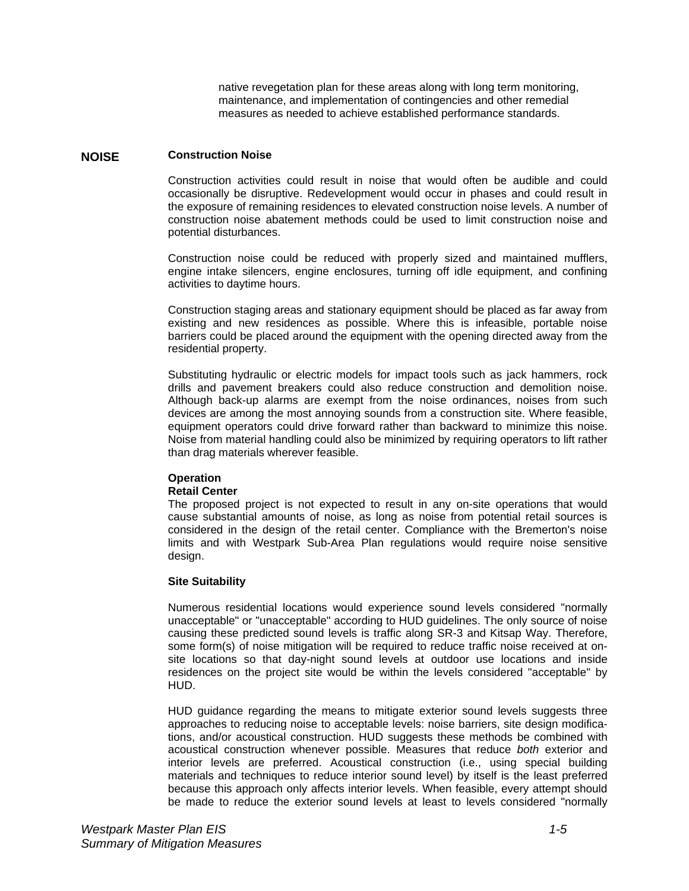native revegetation plan for these areas along with long term monitoring, maintenance, and implementation of contingencies and other remedial measures as needed to achieve established performance standards.

## NOISE

### Construction Noise

Construction activities could result in noise that would often be audible and could occasionally be disruptive. Redevelopment would occur in phases and could result in the exposure of remaining residences to elevated construction noise levels. A number of construction noise abatement methods could be used to limit construction noise and potential disturbances.

Construction noise could be reduced with properly sized and maintained mufflers, engine intake silencers, engine enclosures, turning off idle equipment, and confining activities to daytime hours.

Construction staging areas and stationary equipment should be placed as far away from existing and new residences as possible. Where this is infeasible, portable noise barriers could be placed around the equipment with the opening directed away from the residential property.

Substituting hydraulic or electric models for impact tools such as jack hammers, rock drills and pavement breakers could also reduce construction and demolition noise. Although back-up alarms are exempt from the noise ordinances, noises from such devices are among the most annoying sounds from a construction site. Where feasible, equipment operators could drive forward rather than backward to minimize this noise. Noise from material handling could also be minimized by requiring operators to lift rather than drag materials wherever feasible.

**Operation**
**Retail Center**
The proposed project is not expected to result in any on-site operations that would cause substantial amounts of noise, as long as noise from potential retail sources is considered in the design of the retail center. Compliance with the Bremerton's noise limits and with Westpark Sub-Area Plan regulations would require noise sensitive design.

**Site Suitability**

Numerous residential locations would experience sound levels considered "normally unacceptable" or "unacceptable" according to HUD guidelines. The only source of noise causing these predicted sound levels is traffic along SR-3 and Kitsap Way. Therefore, some form(s) of noise mitigation will be required to reduce traffic noise received at on-site locations so that day-night sound levels at outdoor use locations and inside residences on the project site would be within the levels considered "acceptable" by HUD.

HUD guidance regarding the means to mitigate exterior sound levels suggests three approaches to reducing noise to acceptable levels: noise barriers, site design modifications, and/or acoustical construction. HUD suggests these methods be combined with acoustical construction whenever possible. Measures that reduce *both* exterior and interior levels are preferred. Acoustical construction (i.e., using special building materials and techniques to reduce interior sound level) by itself is the least preferred because this approach only affects interior levels. When feasible, every attempt should be made to reduce the exterior sound levels at least to levels considered "normally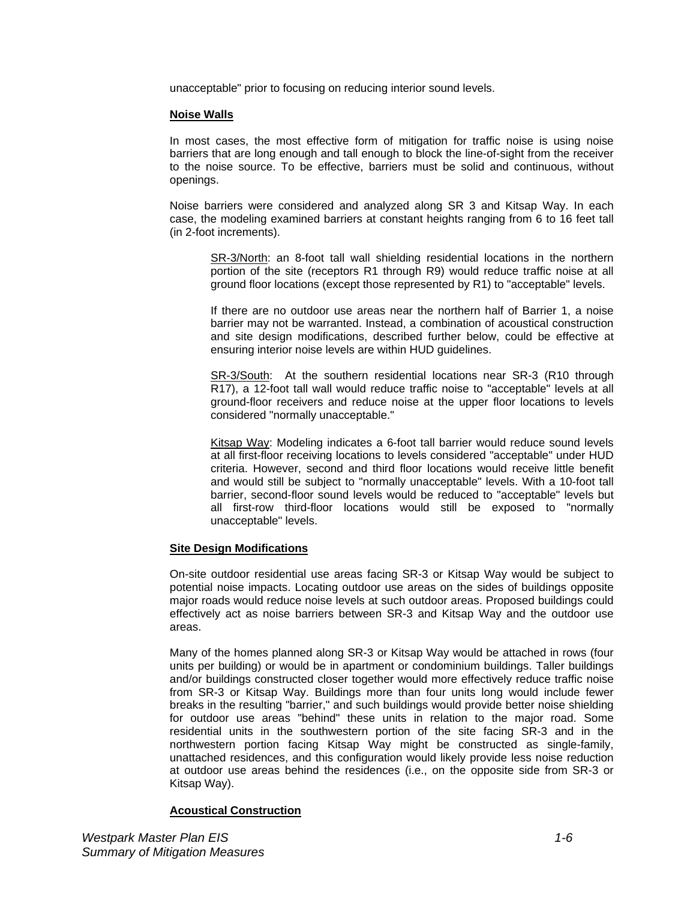unacceptable" prior to focusing on reducing interior sound levels.

**Noise Walls**

In most cases, the most effective form of mitigation for traffic noise is using noise barriers that are long enough and tall enough to block the line-of-sight from the receiver to the noise source. To be effective, barriers must be solid and continuous, without openings.

Noise barriers were considered and analyzed along SR 3 and Kitsap Way. In each case, the modeling examined barriers at constant heights ranging from 6 to 16 feet tall (in 2-foot increments).

> SR-3/North: an 8-foot tall wall shielding residential locations in the northern portion of the site (receptors R1 through R9) would reduce traffic noise at all ground floor locations (except those represented by R1) to "acceptable" levels.
>
> If there are no outdoor use areas near the northern half of Barrier 1, a noise barrier may not be warranted. Instead, a combination of acoustical construction and site design modifications, described further below, could be effective at ensuring interior noise levels are within HUD guidelines.
>
> SR-3/South: At the southern residential locations near SR-3 (R10 through R17), a 12-foot tall wall would reduce traffic noise to "acceptable" levels at all ground-floor receivers and reduce noise at the upper floor locations to levels considered "normally unacceptable."
>
> Kitsap Way: Modeling indicates a 6-foot tall barrier would reduce sound levels at all first-floor receiving locations to levels considered "acceptable" under HUD criteria. However, second and third floor locations would receive little benefit and would still be subject to "normally unacceptable" levels. With a 10-foot tall barrier, second-floor sound levels would be reduced to "acceptable" levels but all first-row third-floor locations would still be exposed to "normally unacceptable" levels.

**Site Design Modifications**

On-site outdoor residential use areas facing SR-3 or Kitsap Way would be subject to potential noise impacts. Locating outdoor use areas on the sides of buildings opposite major roads would reduce noise levels at such outdoor areas. Proposed buildings could effectively act as noise barriers between SR-3 and Kitsap Way and the outdoor use areas.

Many of the homes planned along SR-3 or Kitsap Way would be attached in rows (four units per building) or would be in apartment or condominium buildings. Taller buildings and/or buildings constructed closer together would more effectively reduce traffic noise from SR-3 or Kitsap Way. Buildings more than four units long would include fewer breaks in the resulting "barrier," and such buildings would provide better noise shielding for outdoor use areas "behind" these units in relation to the major road. Some residential units in the southwestern portion of the site facing SR-3 and in the northwestern portion facing Kitsap Way might be constructed as single-family, unattached residences, and this configuration would likely provide less noise reduction at outdoor use areas behind the residences (i.e., on the opposite side from SR-3 or Kitsap Way).

**Acoustical Construction**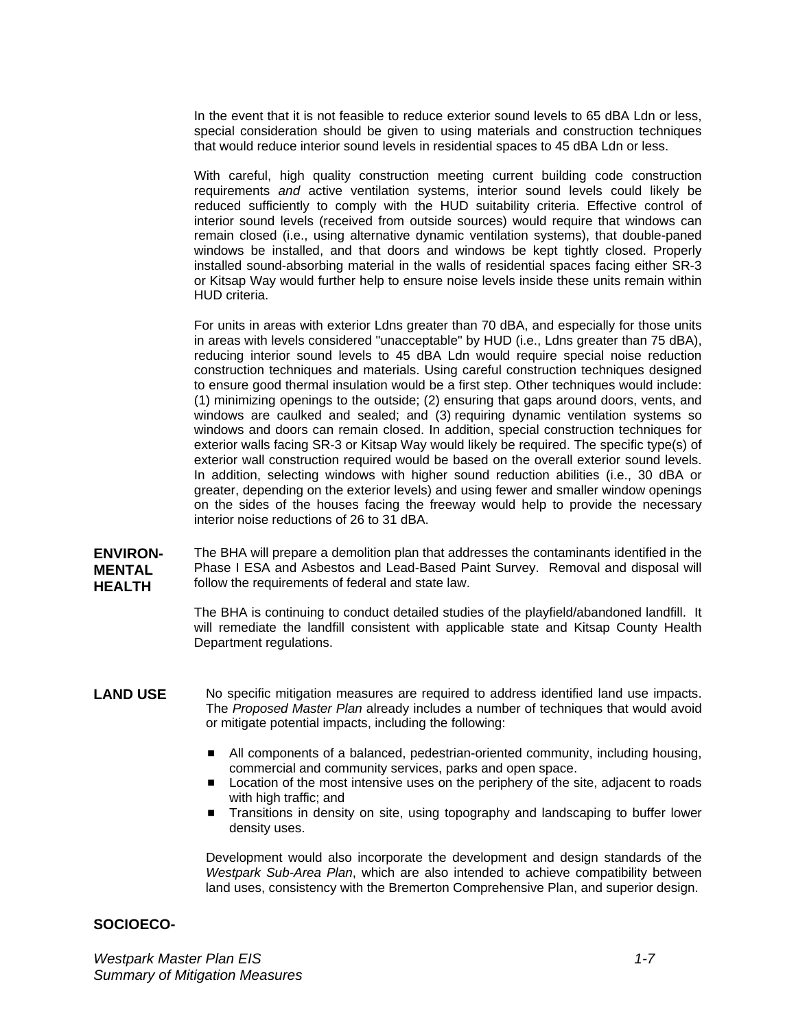In the event that it is not feasible to reduce exterior sound levels to 65 dBA Ldn or less, special consideration should be given to using materials and construction techniques that would reduce interior sound levels in residential spaces to 45 dBA Ldn or less.

With careful, high quality construction meeting current building code construction requirements *and* active ventilation systems, interior sound levels could likely be reduced sufficiently to comply with the HUD suitability criteria. Effective control of interior sound levels (received from outside sources) would require that windows can remain closed (i.e., using alternative dynamic ventilation systems), that double-paned windows be installed, and that doors and windows be kept tightly closed. Properly installed sound-absorbing material in the walls of residential spaces facing either SR-3 or Kitsap Way would further help to ensure noise levels inside these units remain within HUD criteria.

For units in areas with exterior Ldns greater than 70 dBA, and especially for those units in areas with levels considered "unacceptable" by HUD (i.e., Ldns greater than 75 dBA), reducing interior sound levels to 45 dBA Ldn would require special noise reduction construction techniques and materials. Using careful construction techniques designed to ensure good thermal insulation would be a first step. Other techniques would include: (1) minimizing openings to the outside; (2) ensuring that gaps around doors, vents, and windows are caulked and sealed; and (3) requiring dynamic ventilation systems so windows and doors can remain closed. In addition, special construction techniques for exterior walls facing SR-3 or Kitsap Way would likely be required. The specific type(s) of exterior wall construction required would be based on the overall exterior sound levels. In addition, selecting windows with higher sound reduction abilities (i.e., 30 dBA or greater, depending on the exterior levels) and using fewer and smaller window openings on the sides of the houses facing the freeway would help to provide the necessary interior noise reductions of 26 to 31 dBA.

**ENVIRONMENTAL HEALTH**

The BHA will prepare a demolition plan that addresses the contaminants identified in the Phase I ESA and Asbestos and Lead-Based Paint Survey. Removal and disposal will follow the requirements of federal and state law.

The BHA is continuing to conduct detailed studies of the playfield/abandoned landfill. It will remediate the landfill consistent with applicable state and Kitsap County Health Department regulations.

**LAND USE**

No specific mitigation measures are required to address identified land use impacts. The *Proposed Master Plan* already includes a number of techniques that would avoid or mitigate potential impacts, including the following:

- All components of a balanced, pedestrian-oriented community, including housing, commercial and community services, parks and open space.
- Location of the most intensive uses on the periphery of the site, adjacent to roads with high traffic; and
- Transitions in density on site, using topography and landscaping to buffer lower density uses.

Development would also incorporate the development and design standards of the *Westpark Sub-Area Plan*, which are also intended to achieve compatibility between land uses, consistency with the Bremerton Comprehensive Plan, and superior design.

**SOCIOECO-**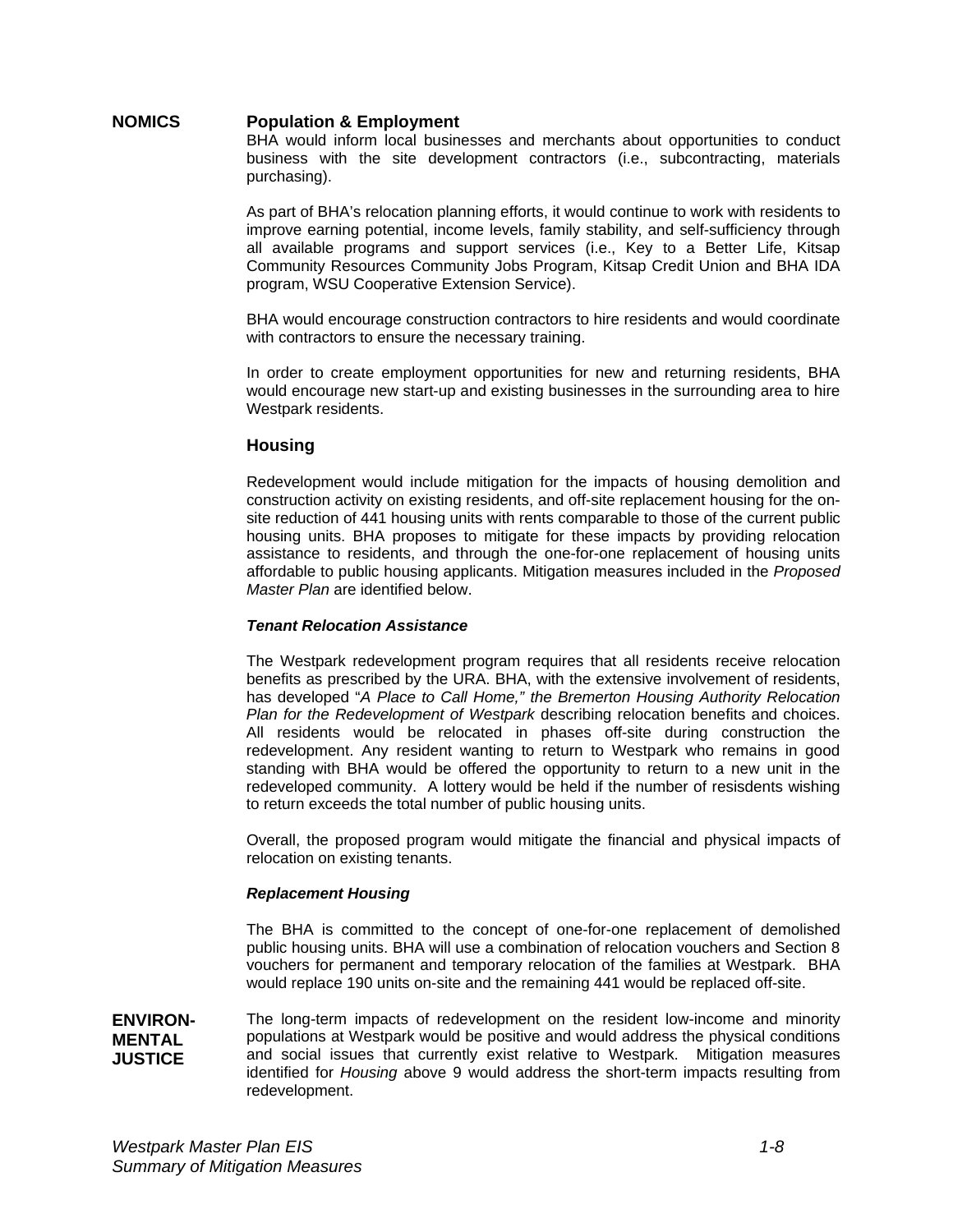**NOMICS**

### Population & Employment

BHA would inform local businesses and merchants about opportunities to conduct business with the site development contractors (i.e., subcontracting, materials purchasing).

As part of BHA's relocation planning efforts, it would continue to work with residents to improve earning potential, income levels, family stability, and self-sufficiency through all available programs and support services (i.e., Key to a Better Life, Kitsap Community Resources Community Jobs Program, Kitsap Credit Union and BHA IDA program, WSU Cooperative Extension Service).

BHA would encourage construction contractors to hire residents and would coordinate with contractors to ensure the necessary training.

In order to create employment opportunities for new and returning residents, BHA would encourage new start-up and existing businesses in the surrounding area to hire Westpark residents.

### Housing

Redevelopment would include mitigation for the impacts of housing demolition and construction activity on existing residents, and off-site replacement housing for the on-site reduction of 441 housing units with rents comparable to those of the current public housing units. BHA proposes to mitigate for these impacts by providing relocation assistance to residents, and through the one-for-one replacement of housing units affordable to public housing applicants. Mitigation measures included in the *Proposed Master Plan* are identified below.

***Tenant Relocation Assistance***

The Westpark redevelopment program requires that all residents receive relocation benefits as prescribed by the URA. BHA, with the extensive involvement of residents, has developed "*A Place to Call Home," the Bremerton Housing Authority Relocation Plan for the Redevelopment of Westpark* describing relocation benefits and choices. All residents would be relocated in phases off-site during construction the redevelopment. Any resident wanting to return to Westpark who remains in good standing with BHA would be offered the opportunity to return to a new unit in the redeveloped community. A lottery would be held if the number of resisdents wishing to return exceeds the total number of public housing units.

Overall, the proposed program would mitigate the financial and physical impacts of relocation on existing tenants.

***Replacement Housing***

The BHA is committed to the concept of one-for-one replacement of demolished public housing units. BHA will use a combination of relocation vouchers and Section 8 vouchers for permanent and temporary relocation of the families at Westpark. BHA would replace 190 units on-site and the remaining 441 would be replaced off-site.

**ENVIRON-MENTAL JUSTICE**

The long-term impacts of redevelopment on the resident low-income and minority populations at Westpark would be positive and would address the physical conditions and social issues that currently exist relative to Westpark. Mitigation measures identified for *Housing* above 9 would address the short-term impacts resulting from redevelopment.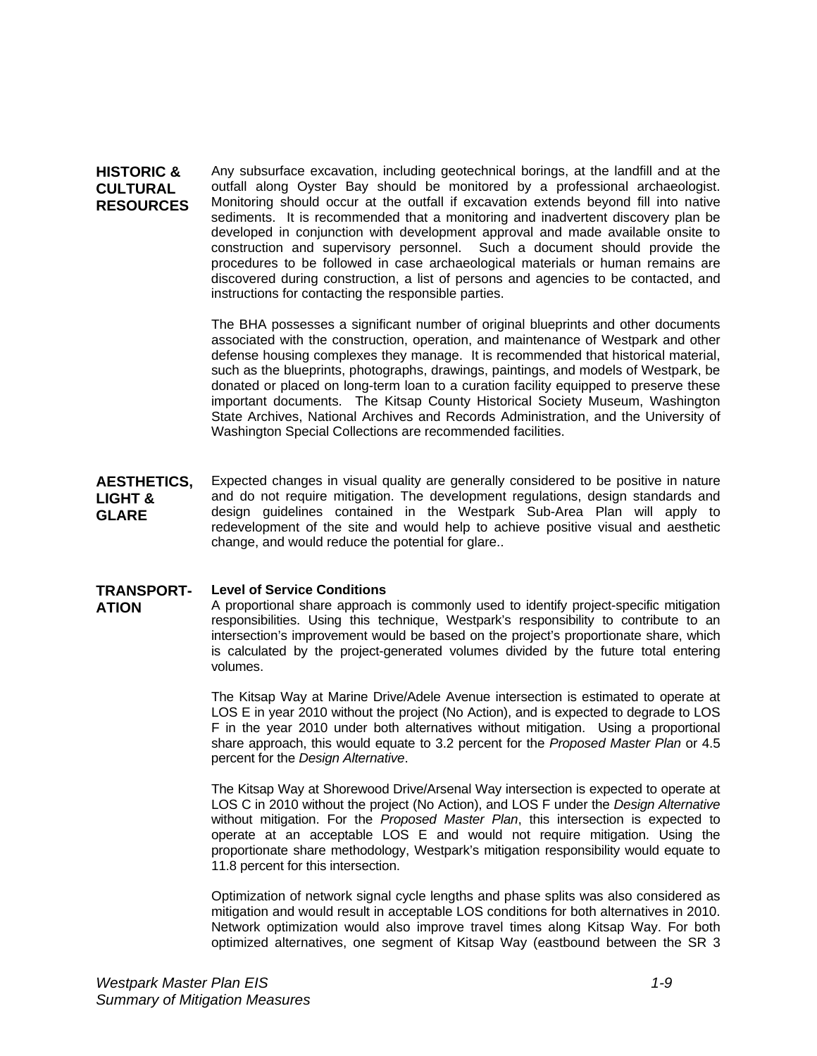## HISTORIC & CULTURAL RESOURCES

Any subsurface excavation, including geotechnical borings, at the landfill and at the outfall along Oyster Bay should be monitored by a professional archaeologist. Monitoring should occur at the outfall if excavation extends beyond fill into native sediments. It is recommended that a monitoring and inadvertent discovery plan be developed in conjunction with development approval and made available onsite to construction and supervisory personnel. Such a document should provide the procedures to be followed in case archaeological materials or human remains are discovered during construction, a list of persons and agencies to be contacted, and instructions for contacting the responsible parties.

The BHA possesses a significant number of original blueprints and other documents associated with the construction, operation, and maintenance of Westpark and other defense housing complexes they manage. It is recommended that historical material, such as the blueprints, photographs, drawings, paintings, and models of Westpark, be donated or placed on long-term loan to a curation facility equipped to preserve these important documents. The Kitsap County Historical Society Museum, Washington State Archives, National Archives and Records Administration, and the University of Washington Special Collections are recommended facilities.

## AESTHETICS, LIGHT & GLARE

Expected changes in visual quality are generally considered to be positive in nature and do not require mitigation. The development regulations, design standards and design guidelines contained in the Westpark Sub-Area Plan will apply to redevelopment of the site and would help to achieve positive visual and aesthetic change, and would reduce the potential for glare..

## TRANSPORTATION

**Level of Service Conditions**

A proportional share approach is commonly used to identify project-specific mitigation responsibilities. Using this technique, Westpark's responsibility to contribute to an intersection's improvement would be based on the project's proportionate share, which is calculated by the project-generated volumes divided by the future total entering volumes.

The Kitsap Way at Marine Drive/Adele Avenue intersection is estimated to operate at LOS E in year 2010 without the project (No Action), and is expected to degrade to LOS F in the year 2010 under both alternatives without mitigation. Using a proportional share approach, this would equate to 3.2 percent for the *Proposed Master Plan* or 4.5 percent for the *Design Alternative*.

The Kitsap Way at Shorewood Drive/Arsenal Way intersection is expected to operate at LOS C in 2010 without the project (No Action), and LOS F under the *Design Alternative* without mitigation. For the *Proposed Master Plan*, this intersection is expected to operate at an acceptable LOS E and would not require mitigation. Using the proportionate share methodology, Westpark's mitigation responsibility would equate to 11.8 percent for this intersection.

Optimization of network signal cycle lengths and phase splits was also considered as mitigation and would result in acceptable LOS conditions for both alternatives in 2010. Network optimization would also improve travel times along Kitsap Way. For both optimized alternatives, one segment of Kitsap Way (eastbound between the SR 3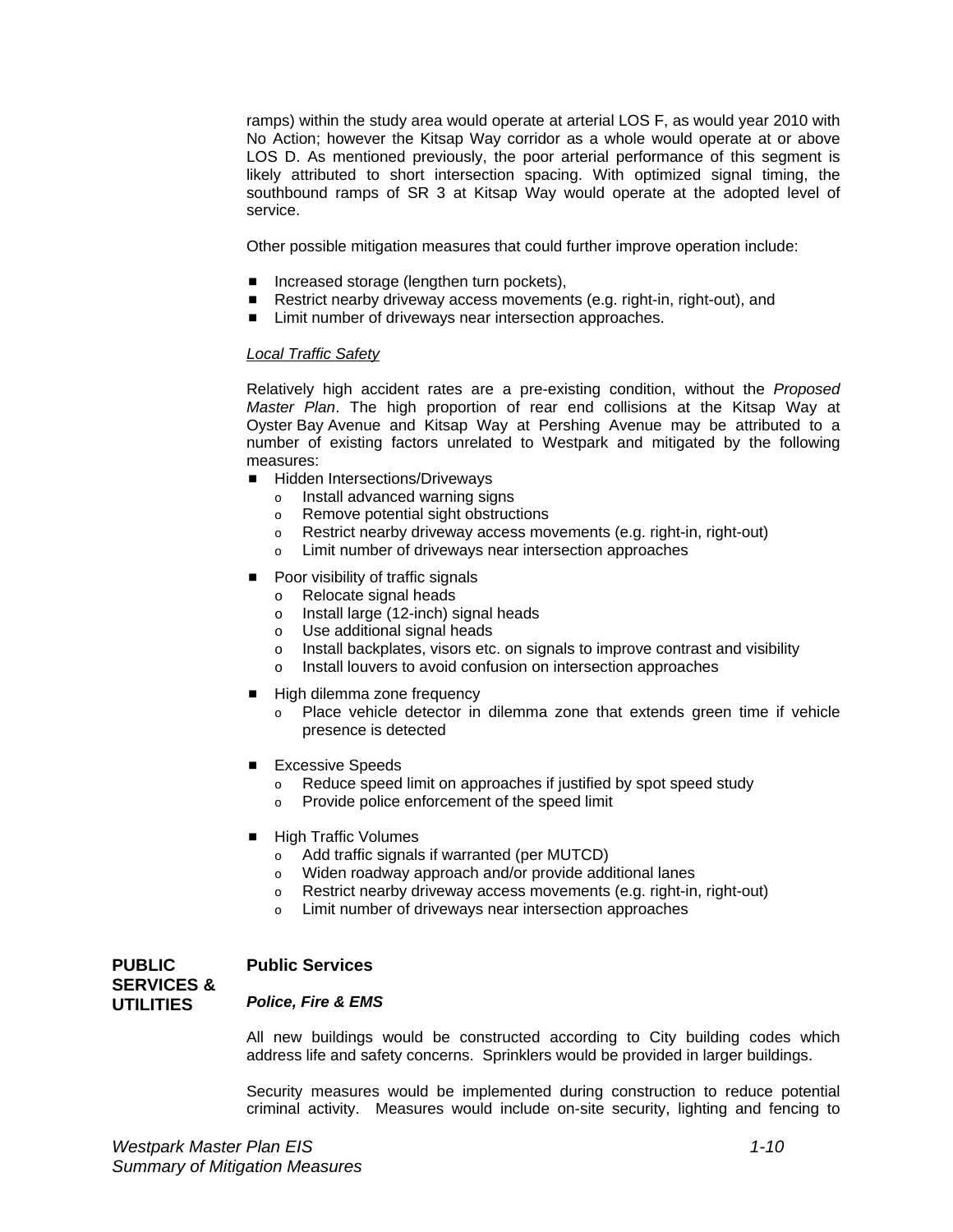ramps) within the study area would operate at arterial LOS F, as would year 2010 with No Action; however the Kitsap Way corridor as a whole would operate at or above LOS D. As mentioned previously, the poor arterial performance of this segment is likely attributed to short intersection spacing. With optimized signal timing, the southbound ramps of SR 3 at Kitsap Way would operate at the adopted level of service.

Other possible mitigation measures that could further improve operation include:

- Increased storage (lengthen turn pockets),
- Restrict nearby driveway access movements (e.g. right-in, right-out), and
- Limit number of driveways near intersection approaches.

*Local Traffic Safety*

Relatively high accident rates are a pre-existing condition, without the *Proposed Master Plan*. The high proportion of rear end collisions at the Kitsap Way at Oyster Bay Avenue and Kitsap Way at Pershing Avenue may be attributed to a number of existing factors unrelated to Westpark and mitigated by the following measures:

- Hidden Intersections/Driveways
  - Install advanced warning signs
  - Remove potential sight obstructions
  - Restrict nearby driveway access movements (e.g. right-in, right-out)
  - Limit number of driveways near intersection approaches
- Poor visibility of traffic signals
  - Relocate signal heads
  - Install large (12-inch) signal heads
  - Use additional signal heads
  - Install backplates, visors etc. on signals to improve contrast and visibility
  - Install louvers to avoid confusion on intersection approaches
- High dilemma zone frequency
  - Place vehicle detector in dilemma zone that extends green time if vehicle presence is detected
- Excessive Speeds
  - Reduce speed limit on approaches if justified by spot speed study
  - Provide police enforcement of the speed limit
- High Traffic Volumes
  - Add traffic signals if warranted (per MUTCD)
  - Widen roadway approach and/or provide additional lanes
  - Restrict nearby driveway access movements (e.g. right-in, right-out)
  - Limit number of driveways near intersection approaches

## PUBLIC SERVICES & UTILITIES

### Public Services

***Police, Fire & EMS***

All new buildings would be constructed according to City building codes which address life and safety concerns. Sprinklers would be provided in larger buildings.

Security measures would be implemented during construction to reduce potential criminal activity. Measures would include on-site security, lighting and fencing to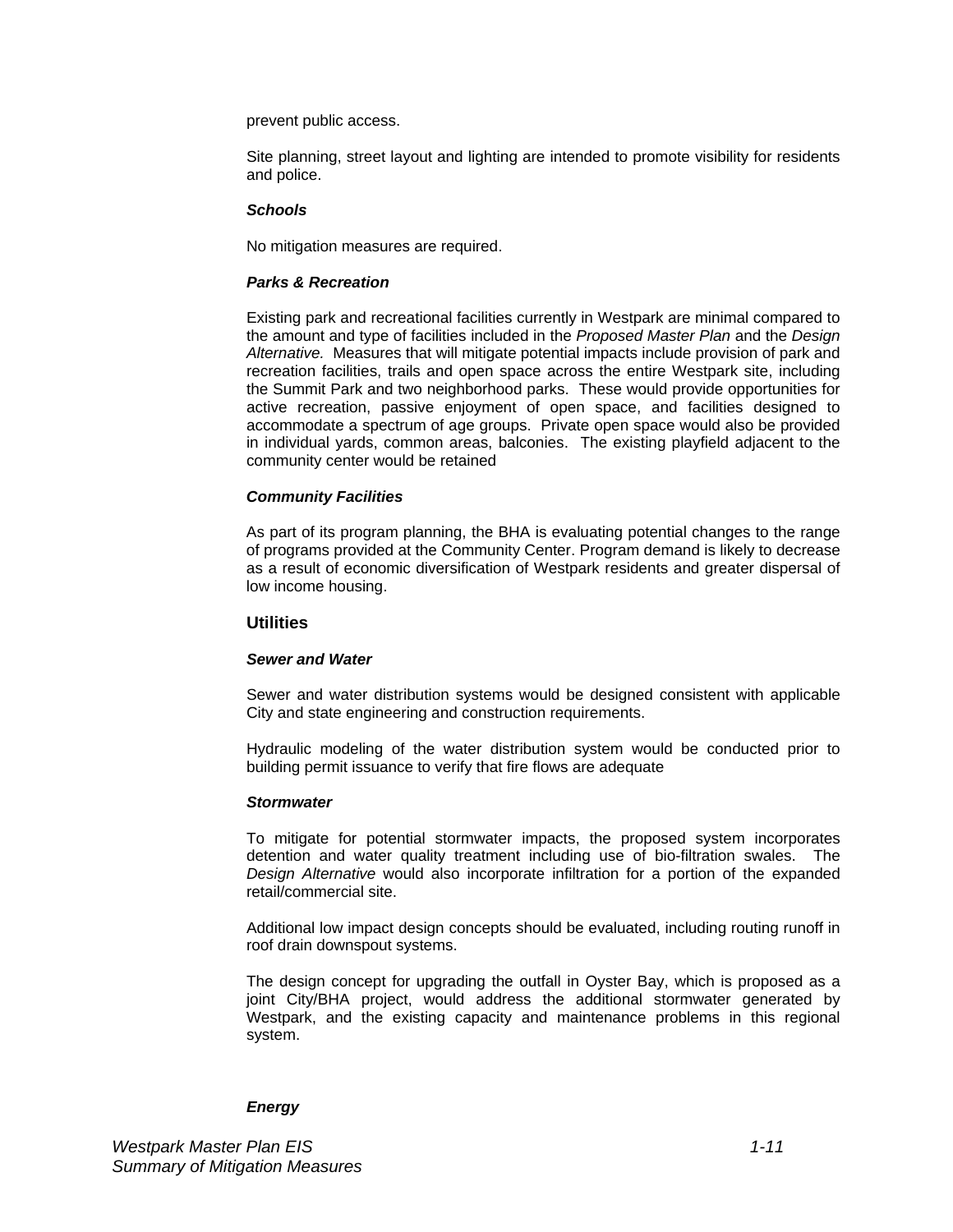prevent public access.

Site planning, street layout and lighting are intended to promote visibility for residents and police.

***Schools***

No mitigation measures are required.

***Parks & Recreation***

Existing park and recreational facilities currently in Westpark are minimal compared to the amount and type of facilities included in the *Proposed Master Plan* and the *Design Alternative.* Measures that will mitigate potential impacts include provision of park and recreation facilities, trails and open space across the entire Westpark site, including the Summit Park and two neighborhood parks. These would provide opportunities for active recreation, passive enjoyment of open space, and facilities designed to accommodate a spectrum of age groups. Private open space would also be provided in individual yards, common areas, balconies. The existing playfield adjacent to the community center would be retained

***Community Facilities***

As part of its program planning, the BHA is evaluating potential changes to the range of programs provided at the Community Center. Program demand is likely to decrease as a result of economic diversification of Westpark residents and greater dispersal of low income housing.

### Utilities

***Sewer and Water***

Sewer and water distribution systems would be designed consistent with applicable City and state engineering and construction requirements.

Hydraulic modeling of the water distribution system would be conducted prior to building permit issuance to verify that fire flows are adequate

***Stormwater***

To mitigate for potential stormwater impacts, the proposed system incorporates detention and water quality treatment including use of bio-filtration swales. The *Design Alternative* would also incorporate infiltration for a portion of the expanded retail/commercial site.

Additional low impact design concepts should be evaluated, including routing runoff in roof drain downspout systems.

The design concept for upgrading the outfall in Oyster Bay, which is proposed as a joint City/BHA project, would address the additional stormwater generated by Westpark, and the existing capacity and maintenance problems in this regional system.

***Energy***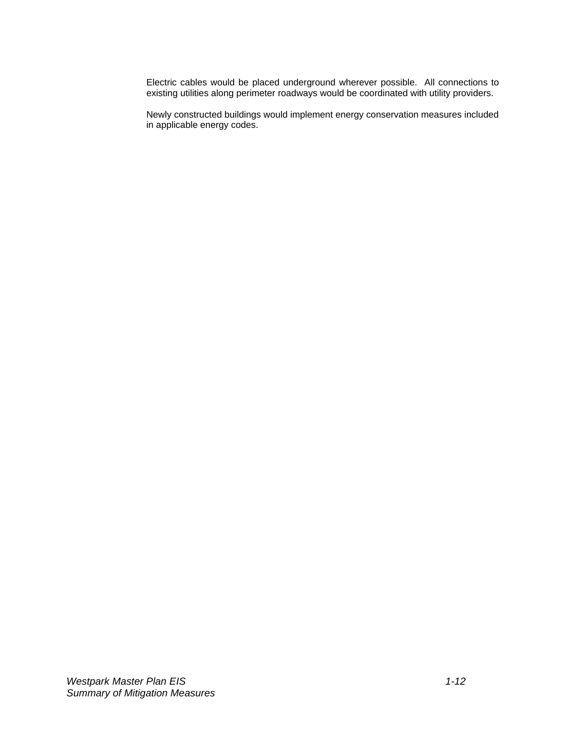Electric cables would be placed underground wherever possible. All connections to existing utilities along perimeter roadways would be coordinated with utility providers.

Newly constructed buildings would implement energy conservation measures included in applicable energy codes.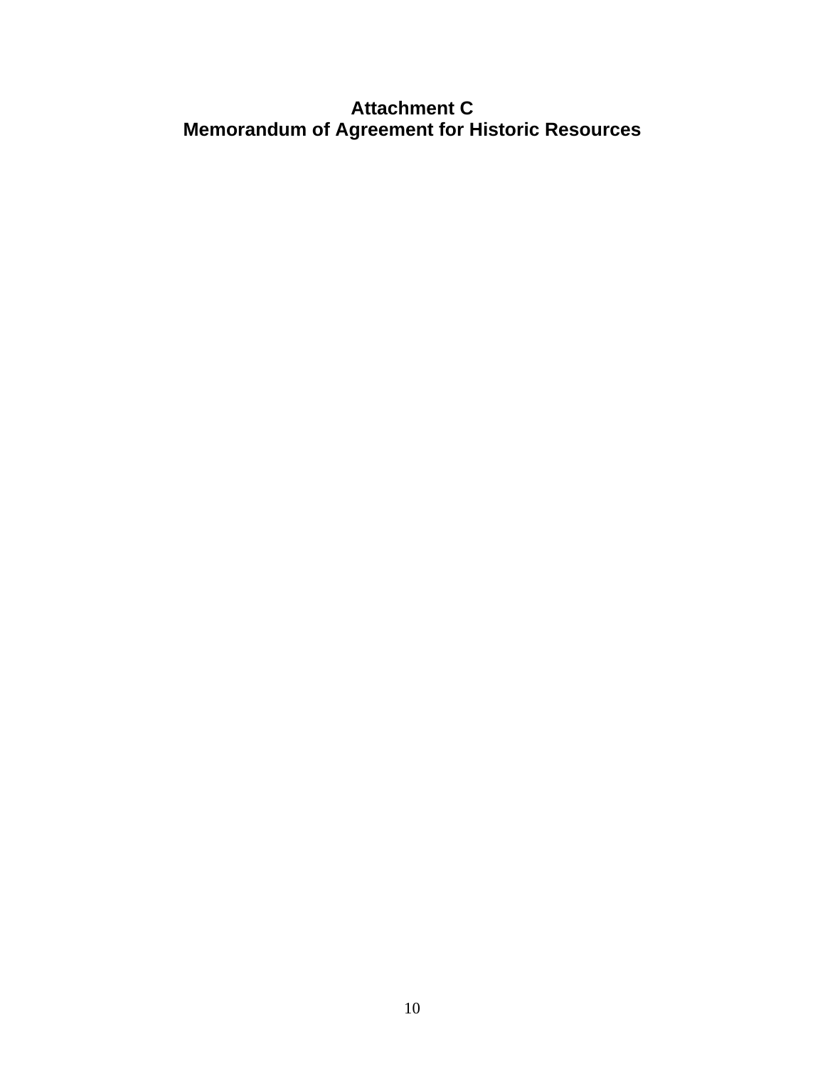# Attachment C
# Memorandum of Agreement for Historic Resources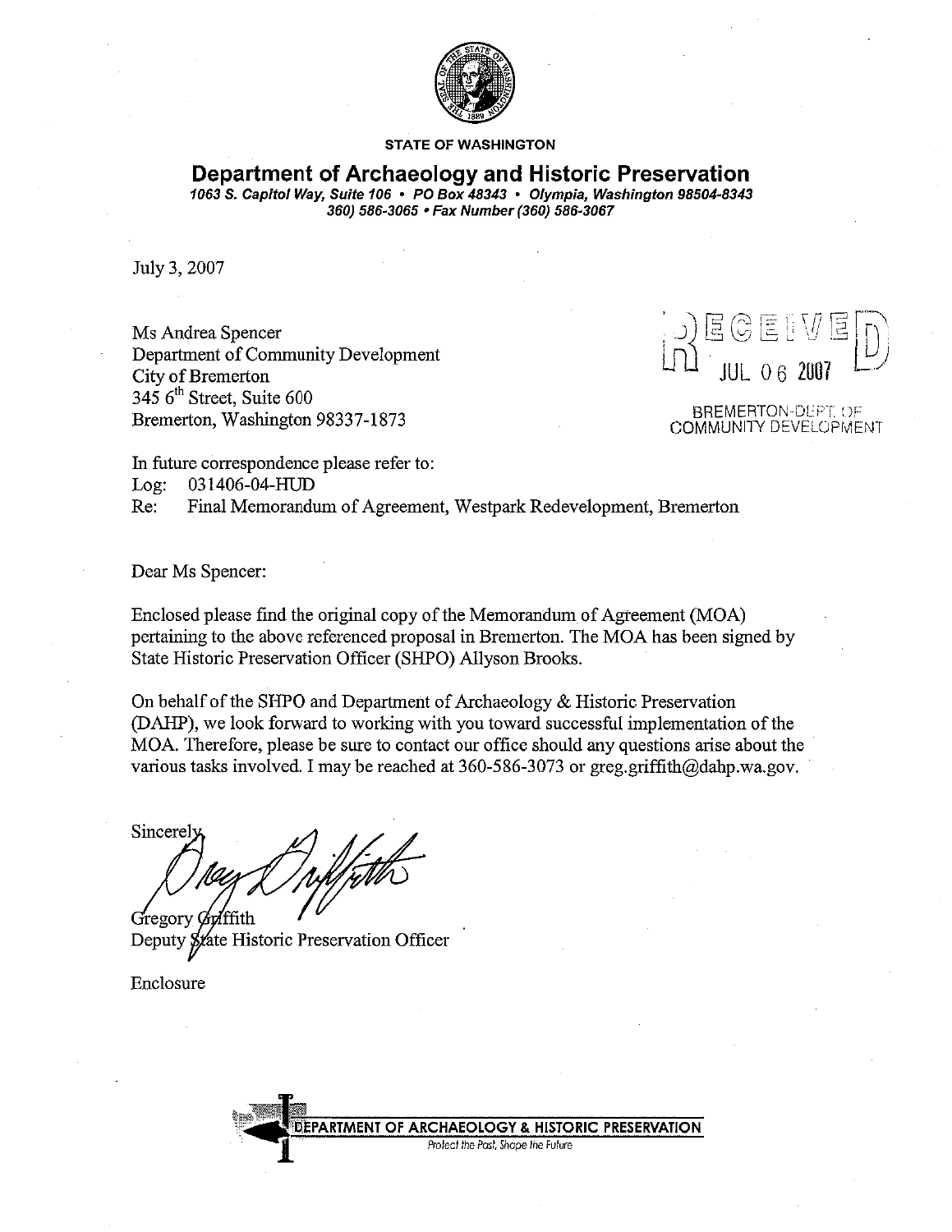**STATE OF WASHINGTON**

# Department of Archaeology and Historic Preservation

*1063 S. Capitol Way, Suite 106 • PO Box 48343 • Olympia, Washington 98504-8343*
*360) 586-3065 • Fax Number (360) 586-3067*

July 3, 2007

Ms Andrea Spencer
Department of Community Development
City of Bremerton
345 6th Street, Suite 600
Bremerton, Washington 98337-1873

RECEIVED
JUL 06 2007
BREMERTON-DEPT. OF COMMUNITY DEVELOPMENT

In future correspondence please refer to:
Log: 031406-04-HUD
Re: Final Memorandum of Agreement, Westpark Redevelopment, Bremerton

Dear Ms Spencer:

Enclosed please find the original copy of the Memorandum of Agreement (MOA) pertaining to the above referenced proposal in Bremerton. The MOA has been signed by State Historic Preservation Officer (SHPO) Allyson Brooks.

On behalf of the SHPO and Department of Archaeology & Historic Preservation (DAHP), we look forward to working with you toward successful implementation of the MOA. Therefore, please be sure to contact our office should any questions arise about the various tasks involved. I may be reached at 360-586-3073 or greg.griffith@dahp.wa.gov.

Sincerely,

Gregory Griffith
Deputy State Historic Preservation Officer

Enclosure

DEPARTMENT OF ARCHAEOLOGY & HISTORIC PRESERVATION
*Protect the Past, Shape the Future*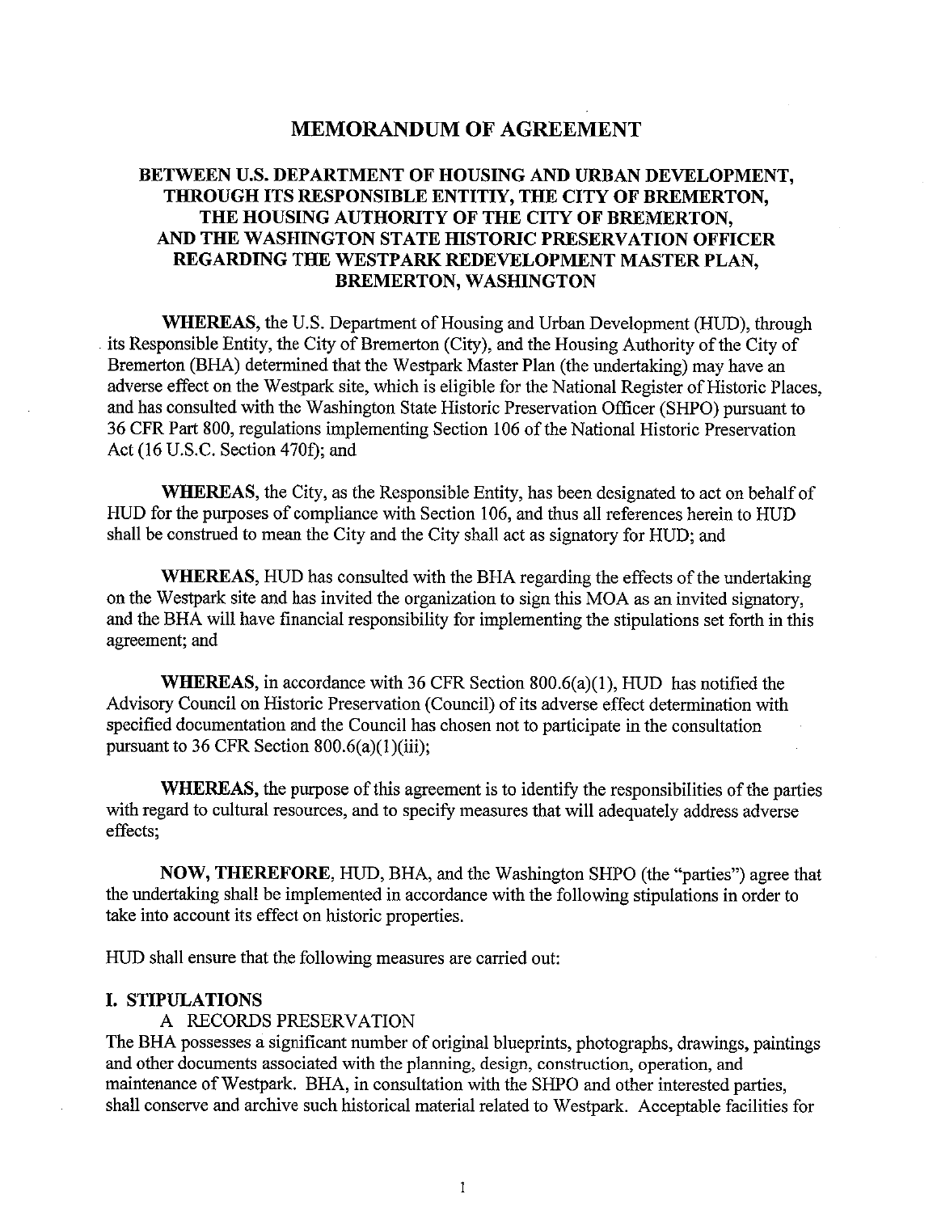# MEMORANDUM OF AGREEMENT

## BETWEEN U.S. DEPARTMENT OF HOUSING AND URBAN DEVELOPMENT, THROUGH ITS RESPONSIBLE ENTITIY, THE CITY OF BREMERTON, THE HOUSING AUTHORITY OF THE CITY OF BREMERTON, AND THE WASHINGTON STATE HISTORIC PRESERVATION OFFICER REGARDING THE WESTPARK REDEVELOPMENT MASTER PLAN, BREMERTON, WASHINGTON

**WHEREAS,** the U.S. Department of Housing and Urban Development (HUD), through its Responsible Entity, the City of Bremerton (City), and the Housing Authority of the City of Bremerton (BHA) determined that the Westpark Master Plan (the undertaking) may have an adverse effect on the Westpark site, which is eligible for the National Register of Historic Places, and has consulted with the Washington State Historic Preservation Officer (SHPO) pursuant to 36 CFR Part 800, regulations implementing Section 106 of the National Historic Preservation Act (16 U.S.C. Section 470f); and

**WHEREAS,** the City, as the Responsible Entity, has been designated to act on behalf of HUD for the purposes of compliance with Section 106, and thus all references herein to HUD shall be construed to mean the City and the City shall act as signatory for HUD; and

**WHEREAS,** HUD has consulted with the BHA regarding the effects of the undertaking on the Westpark site and has invited the organization to sign this MOA as an invited signatory, and the BHA will have financial responsibility for implementing the stipulations set forth in this agreement; and

**WHEREAS,** in accordance with 36 CFR Section 800.6(a)(1), HUD has notified the Advisory Council on Historic Preservation (Council) of its adverse effect determination with specified documentation and the Council has chosen not to participate in the consultation pursuant to 36 CFR Section 800.6(a)(1)(iii);

**WHEREAS,** the purpose of this agreement is to identify the responsibilities of the parties with regard to cultural resources, and to specify measures that will adequately address adverse effects;

**NOW, THEREFORE,** HUD, BHA, and the Washington SHPO (the "parties") agree that the undertaking shall be implemented in accordance with the following stipulations in order to take into account its effect on historic properties.

HUD shall ensure that the following measures are carried out:

**I. STIPULATIONS**

A RECORDS PRESERVATION

The BHA possesses a significant number of original blueprints, photographs, drawings, paintings and other documents associated with the planning, design, construction, operation, and maintenance of Westpark. BHA, in consultation with the SHPO and other interested parties, shall conserve and archive such historical material related to Westpark. Acceptable facilities for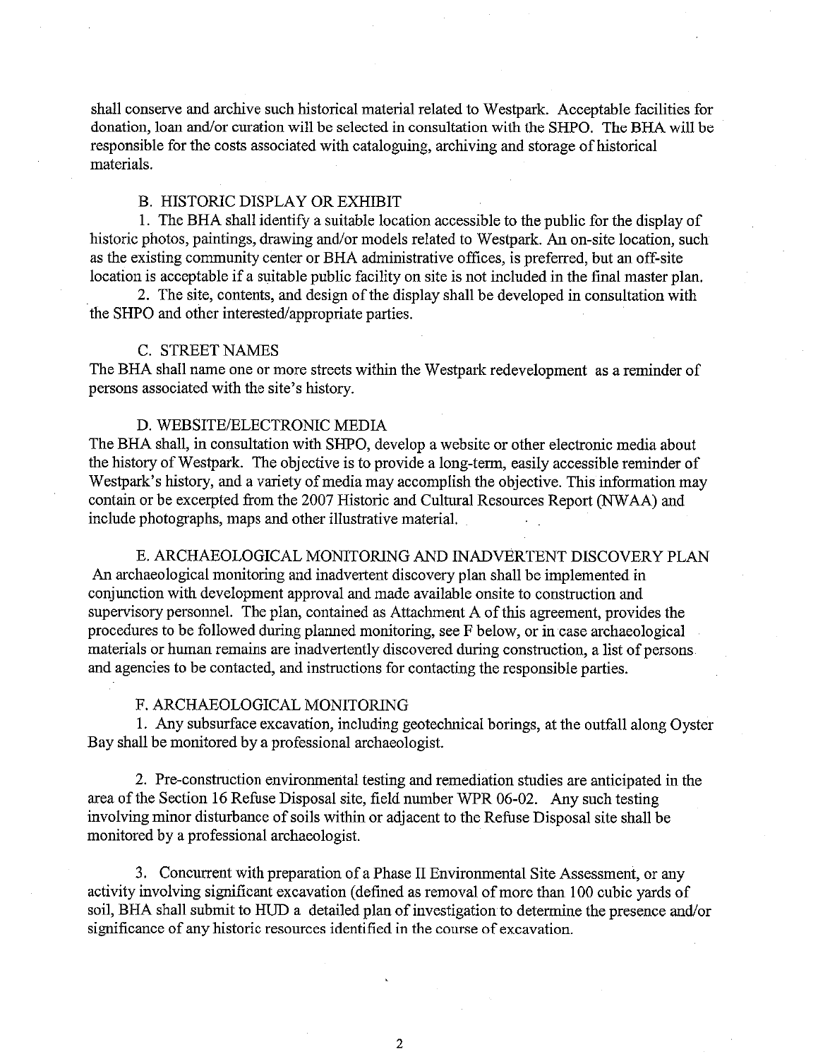shall conserve and archive such historical material related to Westpark. Acceptable facilities for donation, loan and/or curation will be selected in consultation with the SHPO. The BHA will be responsible for the costs associated with cataloguing, archiving and storage of historical materials.

### B. HISTORIC DISPLAY OR EXHIBIT

1. The BHA shall identify a suitable location accessible to the public for the display of historic photos, paintings, drawing and/or models related to Westpark. An on-site location, such as the existing community center or BHA administrative offices, is preferred, but an off-site location is acceptable if a suitable public facility on site is not included in the final master plan.

2. The site, contents, and design of the display shall be developed in consultation with the SHPO and other interested/appropriate parties.

### C. STREET NAMES

The BHA shall name one or more streets within the Westpark redevelopment as a reminder of persons associated with the site's history.

### D. WEBSITE/ELECTRONIC MEDIA

The BHA shall, in consultation with SHPO, develop a website or other electronic media about the history of Westpark. The objective is to provide a long-term, easily accessible reminder of Westpark's history, and a variety of media may accomplish the objective. This information may contain or be excerpted from the 2007 Historic and Cultural Resources Report (NWAA) and include photographs, maps and other illustrative material.

### E. ARCHAEOLOGICAL MONITORING AND INADVERTENT DISCOVERY PLAN

An archaeological monitoring and inadvertent discovery plan shall be implemented in conjunction with development approval and made available onsite to construction and supervisory personnel. The plan, contained as Attachment A of this agreement, provides the procedures to be followed during planned monitoring, see F below, or in case archaeological materials or human remains are inadvertently discovered during construction, a list of persons and agencies to be contacted, and instructions for contacting the responsible parties.

### F. ARCHAEOLOGICAL MONITORING

1. Any subsurface excavation, including geotechnical borings, at the outfall along Oyster Bay shall be monitored by a professional archaeologist.

2. Pre-construction environmental testing and remediation studies are anticipated in the area of the Section 16 Refuse Disposal site, field number WPR 06-02. Any such testing involving minor disturbance of soils within or adjacent to the Refuse Disposal site shall be monitored by a professional archaeologist.

3. Concurrent with preparation of a Phase II Environmental Site Assessment, or any activity involving significant excavation (defined as removal of more than 100 cubic yards of soil, BHA shall submit to HUD a detailed plan of investigation to determine the presence and/or significance of any historic resources identified in the course of excavation.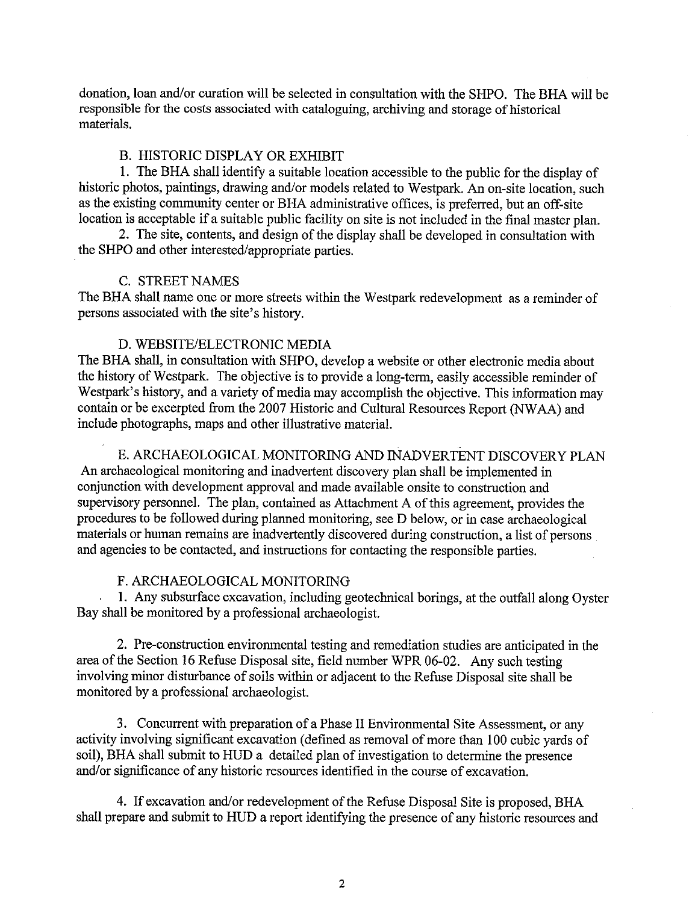donation, loan and/or curation will be selected in consultation with the SHPO. The BHA will be responsible for the costs associated with cataloguing, archiving and storage of historical materials.

B. HISTORIC DISPLAY OR EXHIBIT

1. The BHA shall identify a suitable location accessible to the public for the display of historic photos, paintings, drawing and/or models related to Westpark. An on-site location, such as the existing community center or BHA administrative offices, is preferred, but an off-site location is acceptable if a suitable public facility on site is not included in the final master plan.

2. The site, contents, and design of the display shall be developed in consultation with the SHPO and other interested/appropriate parties.

C. STREET NAMES

The BHA shall name one or more streets within the Westpark redevelopment as a reminder of persons associated with the site's history.

D. WEBSITE/ELECTRONIC MEDIA

The BHA shall, in consultation with SHPO, develop a website or other electronic media about the history of Westpark. The objective is to provide a long-term, easily accessible reminder of Westpark's history, and a variety of media may accomplish the objective. This information may contain or be excerpted from the 2007 Historic and Cultural Resources Report (NWAA) and include photographs, maps and other illustrative material.

E. ARCHAEOLOGICAL MONITORING AND INADVERTENT DISCOVERY PLAN

An archaeological monitoring and inadvertent discovery plan shall be implemented in conjunction with development approval and made available onsite to construction and supervisory personnel. The plan, contained as Attachment A of this agreement, provides the procedures to be followed during planned monitoring, see D below, or in case archaeological materials or human remains are inadvertently discovered during construction, a list of persons and agencies to be contacted, and instructions for contacting the responsible parties.

F. ARCHAEOLOGICAL MONITORING

1. Any subsurface excavation, including geotechnical borings, at the outfall along Oyster Bay shall be monitored by a professional archaeologist.

2. Pre-construction environmental testing and remediation studies are anticipated in the area of the Section 16 Refuse Disposal site, field number WPR 06-02. Any such testing involving minor disturbance of soils within or adjacent to the Refuse Disposal site shall be monitored by a professional archaeologist.

3. Concurrent with preparation of a Phase II Environmental Site Assessment, or any activity involving significant excavation (defined as removal of more than 100 cubic yards of soil), BHA shall submit to HUD a detailed plan of investigation to determine the presence and/or significance of any historic resources identified in the course of excavation.

4. If excavation and/or redevelopment of the Refuse Disposal Site is proposed, BHA shall prepare and submit to HUD a report identifying the presence of any historic resources and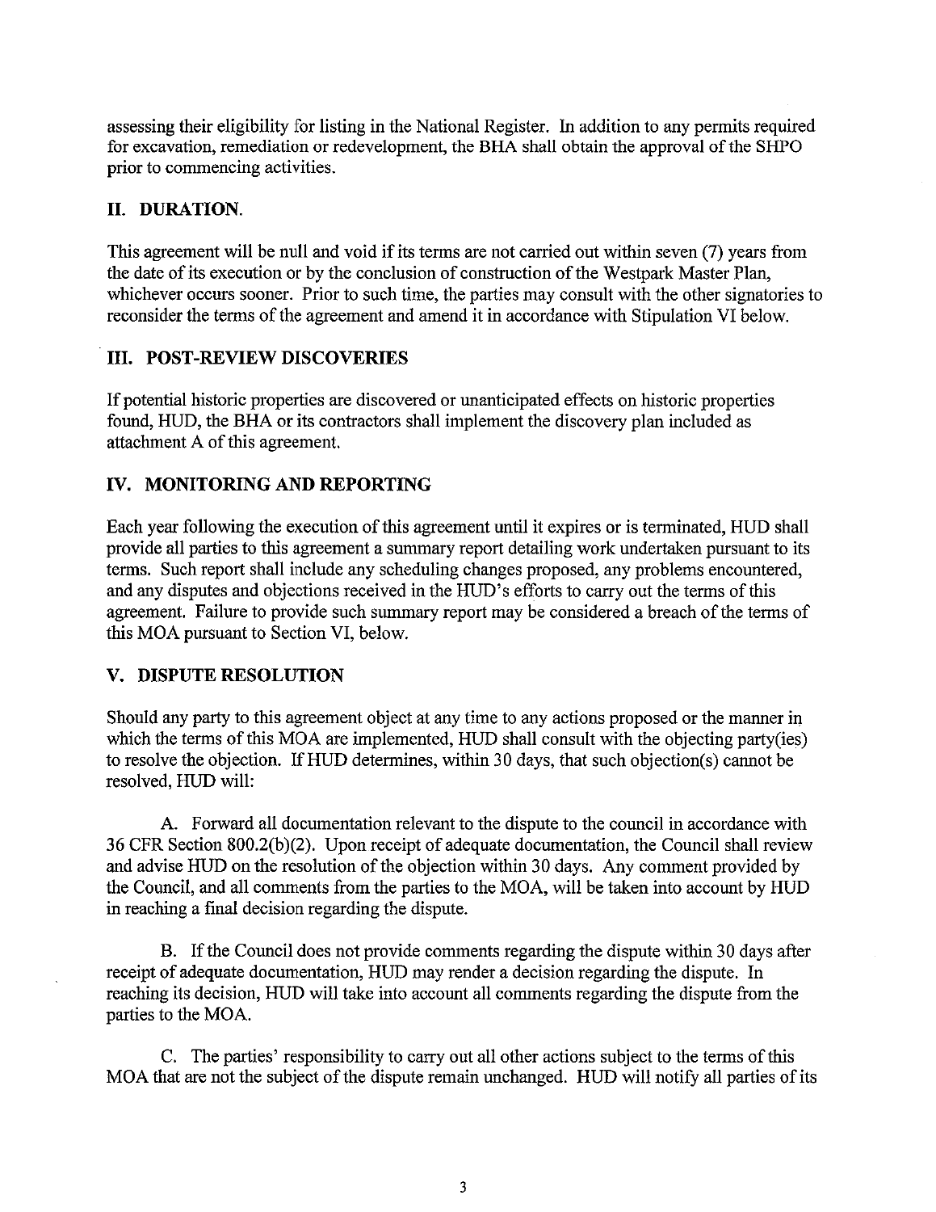assessing their eligibility for listing in the National Register. In addition to any permits required for excavation, remediation or redevelopment, the BHA shall obtain the approval of the SHPO prior to commencing activities.

## II. DURATION.

This agreement will be null and void if its terms are not carried out within seven (7) years from the date of its execution or by the conclusion of construction of the Westpark Master Plan, whichever occurs sooner. Prior to such time, the parties may consult with the other signatories to reconsider the terms of the agreement and amend it in accordance with Stipulation VI below.

## III. POST-REVIEW DISCOVERIES

If potential historic properties are discovered or unanticipated effects on historic properties found, HUD, the BHA or its contractors shall implement the discovery plan included as attachment A of this agreement.

## IV. MONITORING AND REPORTING

Each year following the execution of this agreement until it expires or is terminated, HUD shall provide all parties to this agreement a summary report detailing work undertaken pursuant to its terms. Such report shall include any scheduling changes proposed, any problems encountered, and any disputes and objections received in the HUD's efforts to carry out the terms of this agreement. Failure to provide such summary report may be considered a breach of the terms of this MOA pursuant to Section VI, below.

## V. DISPUTE RESOLUTION

Should any party to this agreement object at any time to any actions proposed or the manner in which the terms of this MOA are implemented, HUD shall consult with the objecting party(ies) to resolve the objection. If HUD determines, within 30 days, that such objection(s) cannot be resolved, HUD will:

A. Forward all documentation relevant to the dispute to the council in accordance with 36 CFR Section 800.2(b)(2). Upon receipt of adequate documentation, the Council shall review and advise HUD on the resolution of the objection within 30 days. Any comment provided by the Council, and all comments from the parties to the MOA, will be taken into account by HUD in reaching a final decision regarding the dispute.

B. If the Council does not provide comments regarding the dispute within 30 days after receipt of adequate documentation, HUD may render a decision regarding the dispute. In reaching its decision, HUD will take into account all comments regarding the dispute from the parties to the MOA.

C. The parties' responsibility to carry out all other actions subject to the terms of this MOA that are not the subject of the dispute remain unchanged. HUD will notify all parties of its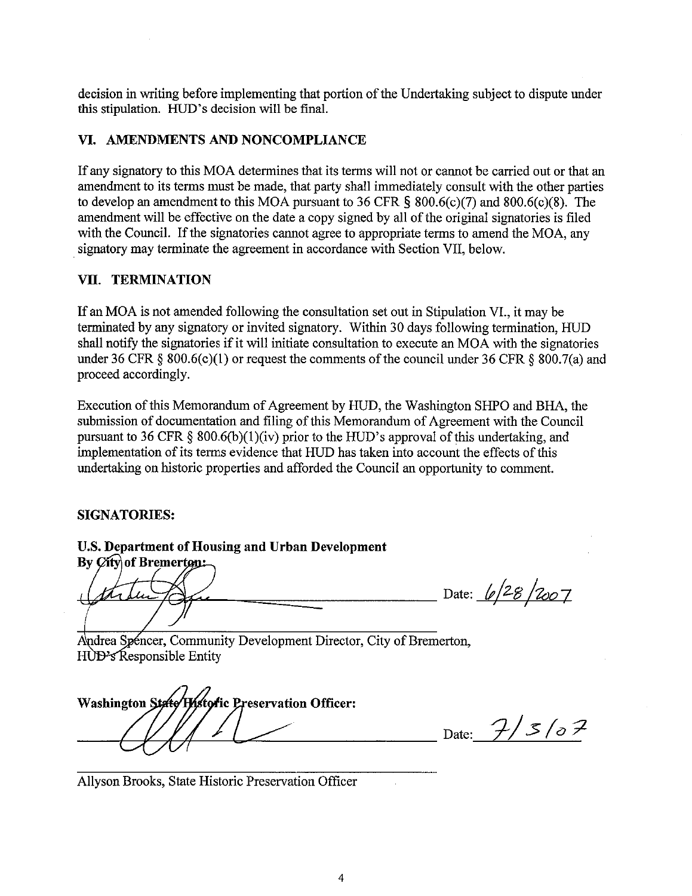decision in writing before implementing that portion of the Undertaking subject to dispute under this stipulation. HUD's decision will be final.

## VI. AMENDMENTS AND NONCOMPLIANCE

If any signatory to this MOA determines that its terms will not or cannot be carried out or that an amendment to its terms must be made, that party shall immediately consult with the other parties to develop an amendment to this MOA pursuant to 36 CFR § 800.6(c)(7) and 800.6(c)(8). The amendment will be effective on the date a copy signed by all of the original signatories is filed with the Council. If the signatories cannot agree to appropriate terms to amend the MOA, any signatory may terminate the agreement in accordance with Section VII, below.

## VII. TERMINATION

If an MOA is not amended following the consultation set out in Stipulation VI., it may be terminated by any signatory or invited signatory. Within 30 days following termination, HUD shall notify the signatories if it will initiate consultation to execute an MOA with the signatories under 36 CFR § 800.6(c)(1) or request the comments of the council under 36 CFR § 800.7(a) and proceed accordingly.

Execution of this Memorandum of Agreement by HUD, the Washington SHPO and BHA, the submission of documentation and filing of this Memorandum of Agreement with the Council pursuant to 36 CFR § 800.6(b)(1)(iv) prior to the HUD's approval of this undertaking, and implementation of its terms evidence that HUD has taken into account the effects of this undertaking on historic properties and afforded the Council an opportunity to comment.

**SIGNATORIES:**

**U.S. Department of Housing and Urban Development**
**By City of Bremerton:**

_______________________________ Date: 6/28/2007

Andrea Spencer, Community Development Director, City of Bremerton, HUD's Responsible Entity

**Washington State Historic Preservation Officer:**

_______________________________ Date: 7/3/07

Allyson Brooks, State Historic Preservation Officer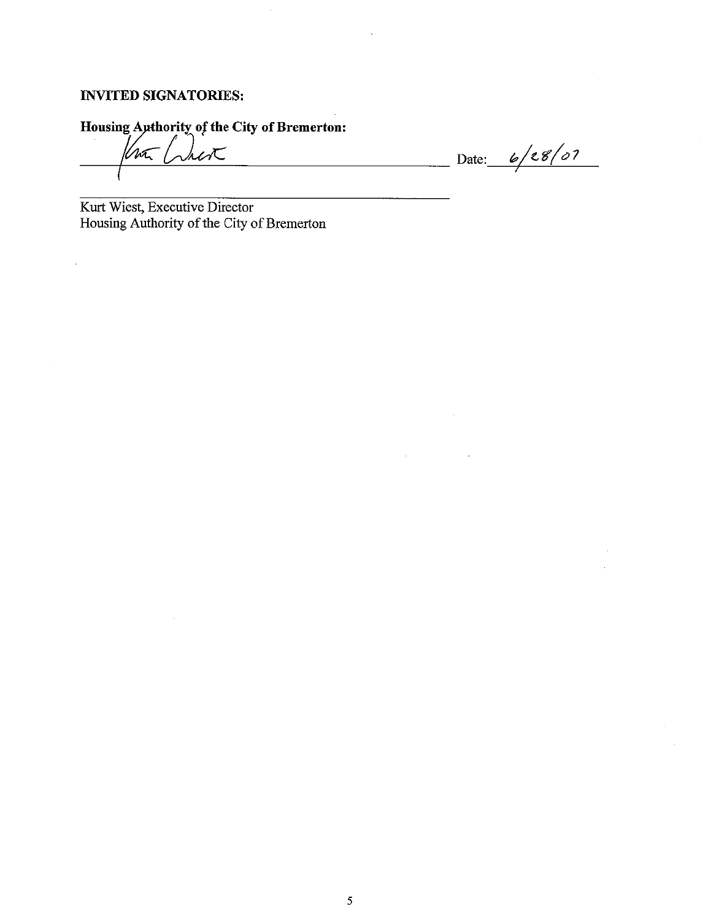**INVITED SIGNATORIES:**

**Housing Authority of the City of Bremerton:**

\_\_\_\_\_\_\_\_\_\_\_\_\_\_\_\_\_\_\_\_\_\_\_\_\_\_\_\_\_\_\_\_\_\_\_\_\_\_\_\_ Date: 6/28/07

Kurt Wiest, Executive Director
Housing Authority of the City of Bremerton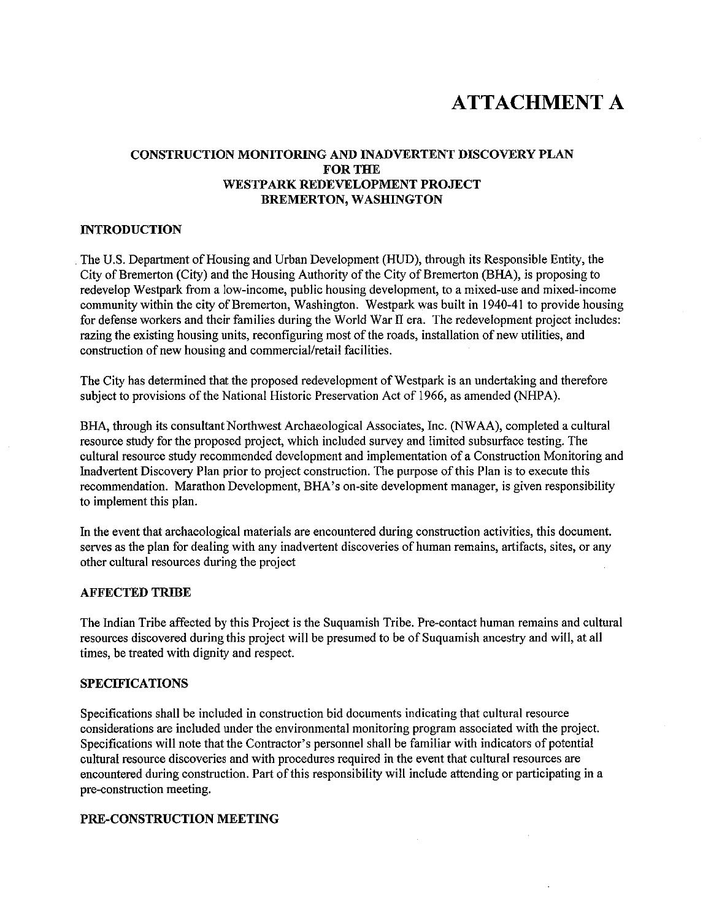# ATTACHMENT A

**CONSTRUCTION MONITORING AND INADVERTENT DISCOVERY PLAN FOR THE WESTPARK REDEVELOPMENT PROJECT BREMERTON, WASHINGTON**

## INTRODUCTION

The U.S. Department of Housing and Urban Development (HUD), through its Responsible Entity, the City of Bremerton (City) and the Housing Authority of the City of Bremerton (BHA), is proposing to redevelop Westpark from a low-income, public housing development, to a mixed-use and mixed-income community within the city of Bremerton, Washington. Westpark was built in 1940-41 to provide housing for defense workers and their families during the World War II era. The redevelopment project includes: razing the existing housing units, reconfiguring most of the roads, installation of new utilities, and construction of new housing and commercial/retail facilities.

The City has determined that the proposed redevelopment of Westpark is an undertaking and therefore subject to provisions of the National Historic Preservation Act of 1966, as amended (NHPA).

BHA, through its consultant Northwest Archaeological Associates, Inc. (NWAA), completed a cultural resource study for the proposed project, which included survey and limited subsurface testing. The cultural resource study recommended development and implementation of a Construction Monitoring and Inadvertent Discovery Plan prior to project construction. The purpose of this Plan is to execute this recommendation. Marathon Development, BHA's on-site development manager, is given responsibility to implement this plan.

In the event that archaeological materials are encountered during construction activities, this document. serves as the plan for dealing with any inadvertent discoveries of human remains, artifacts, sites, or any other cultural resources during the project

## AFFECTED TRIBE

The Indian Tribe affected by this Project is the Suquamish Tribe. Pre-contact human remains and cultural resources discovered during this project will be presumed to be of Suquamish ancestry and will, at all times, be treated with dignity and respect.

## SPECIFICATIONS

Specifications shall be included in construction bid documents indicating that cultural resource considerations are included under the environmental monitoring program associated with the project. Specifications will note that the Contractor's personnel shall be familiar with indicators of potential cultural resource discoveries and with procedures required in the event that cultural resources are encountered during construction. Part of this responsibility will include attending or participating in a pre-construction meeting.

## PRE-CONSTRUCTION MEETING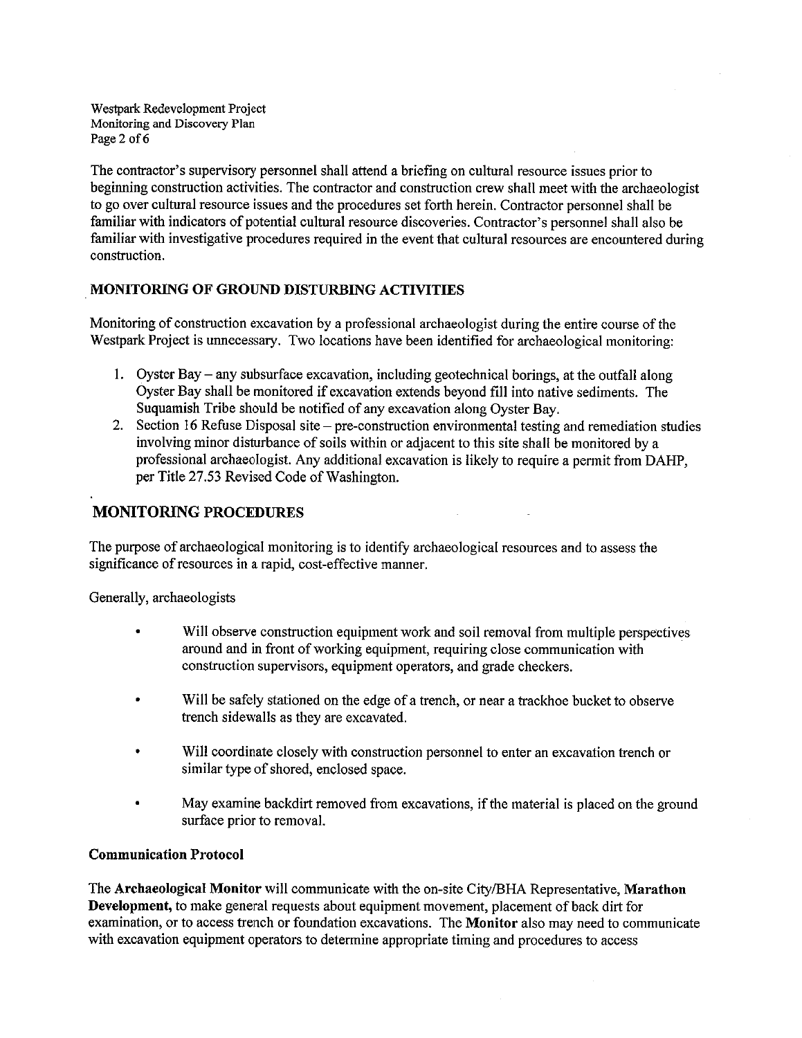The contractor's supervisory personnel shall attend a briefing on cultural resource issues prior to beginning construction activities. The contractor and construction crew shall meet with the archaeologist to go over cultural resource issues and the procedures set forth herein. Contractor personnel shall be familiar with indicators of potential cultural resource discoveries. Contractor's personnel shall also be familiar with investigative procedures required in the event that cultural resources are encountered during construction.

## MONITORING OF GROUND DISTURBING ACTIVITIES

Monitoring of construction excavation by a professional archaeologist during the entire course of the Westpark Project is unnecessary. Two locations have been identified for archaeological monitoring:

1. Oyster Bay – any subsurface excavation, including geotechnical borings, at the outfall along Oyster Bay shall be monitored if excavation extends beyond fill into native sediments. The Suquamish Tribe should be notified of any excavation along Oyster Bay.
2. Section 16 Refuse Disposal site – pre-construction environmental testing and remediation studies involving minor disturbance of soils within or adjacent to this site shall be monitored by a professional archaeologist. Any additional excavation is likely to require a permit from DAHP, per Title 27.53 Revised Code of Washington.

## MONITORING PROCEDURES

The purpose of archaeological monitoring is to identify archaeological resources and to assess the significance of resources in a rapid, cost-effective manner.

Generally, archaeologists

- Will observe construction equipment work and soil removal from multiple perspectives around and in front of working equipment, requiring close communication with construction supervisors, equipment operators, and grade checkers.
- Will be safely stationed on the edge of a trench, or near a trackhoe bucket to observe trench sidewalls as they are excavated.
- Will coordinate closely with construction personnel to enter an excavation trench or similar type of shored, enclosed space.
- May examine backdirt removed from excavations, if the material is placed on the ground surface prior to removal.

### Communication Protocol

The **Archaeological Monitor** will communicate with the on-site City/BHA Representative, **Marathon Development,** to make general requests about equipment movement, placement of back dirt for examination, or to access trench or foundation excavations. The **Monitor** also may need to communicate with excavation equipment operators to determine appropriate timing and procedures to access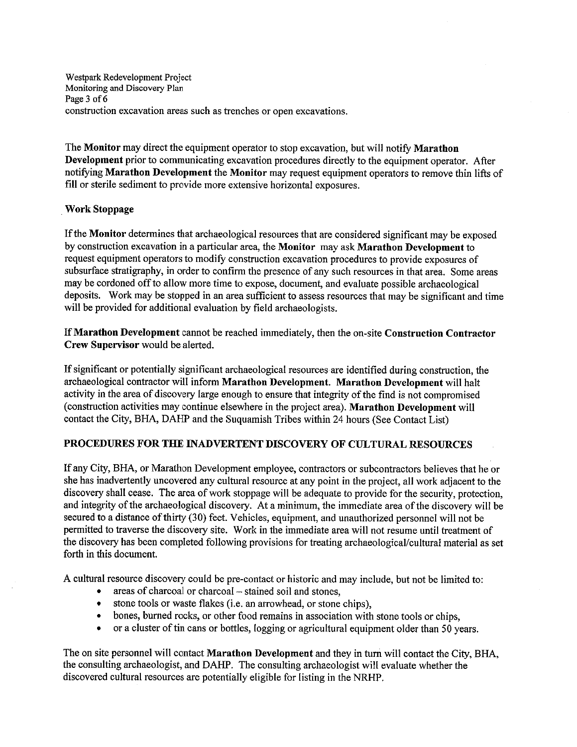construction excavation areas such as trenches or open excavations.

The **Monitor** may direct the equipment operator to stop excavation, but will notify **Marathon Development** prior to communicating excavation procedures directly to the equipment operator. After notifying **Marathon Development** the **Monitor** may request equipment operators to remove thin lifts of fill or sterile sediment to provide more extensive horizontal exposures.

### Work Stoppage

If the **Monitor** determines that archaeological resources that are considered significant may be exposed by construction excavation in a particular area, the **Monitor** may ask **Marathon Development** to request equipment operators to modify construction excavation procedures to provide exposures of subsurface stratigraphy, in order to confirm the presence of any such resources in that area. Some areas may be cordoned off to allow more time to expose, document, and evaluate possible archaeological deposits. Work may be stopped in an area sufficient to assess resources that may be significant and time will be provided for additional evaluation by field archaeologists.

If **Marathon Development** cannot be reached immediately, then the on-site **Construction Contractor Crew Supervisor** would be alerted.

If significant or potentially significant archaeological resources are identified during construction, the archaeological contractor will inform **Marathon Development. Marathon Development** will halt activity in the area of discovery large enough to ensure that integrity of the find is not compromised (construction activities may continue elsewhere in the project area). **Marathon Development** will contact the City, BHA, DAHP and the Suquamish Tribes within 24 hours (See Contact List)

## PROCEDURES FOR THE INADVERTENT DISCOVERY OF CULTURAL RESOURCES

If any City, BHA, or Marathon Development employee, contractors or subcontractors believes that he or she has inadvertently uncovered any cultural resource at any point in the project, all work adjacent to the discovery shall cease. The area of work stoppage will be adequate to provide for the security, protection, and integrity of the archaeological discovery. At a minimum, the immediate area of the discovery will be secured to a distance of thirty (30) feet. Vehicles, equipment, and unauthorized personnel will not be permitted to traverse the discovery site. Work in the immediate area will not resume until treatment of the discovery has been completed following provisions for treating archaeological/cultural material as set forth in this document.

A cultural resource discovery could be pre-contact or historic and may include, but not be limited to:

- areas of charcoal or charcoal – stained soil and stones,
- stone tools or waste flakes (i.e. an arrowhead, or stone chips),
- bones, burned rocks, or other food remains in association with stone tools or chips,
- or a cluster of tin cans or bottles, logging or agricultural equipment older than 50 years.

The on site personnel will contact **Marathon Development** and they in turn will contact the City, BHA, the consulting archaeologist, and DAHP. The consulting archaeologist will evaluate whether the discovered cultural resources are potentially eligible for listing in the NRHP.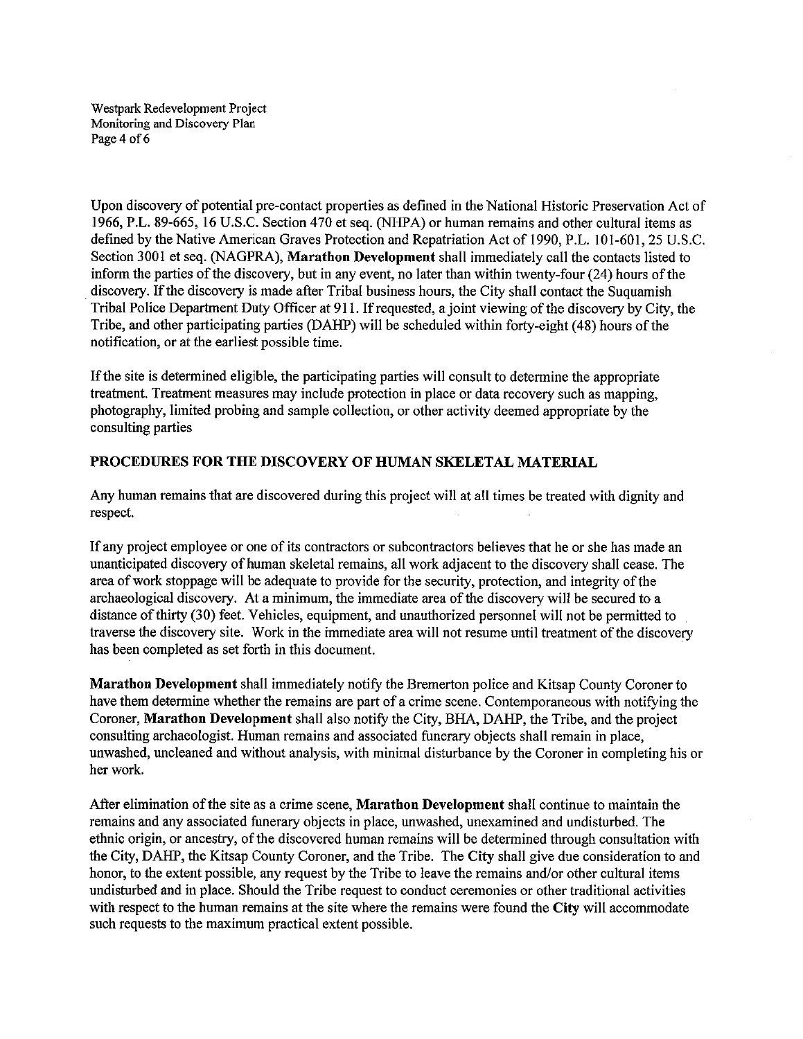Upon discovery of potential pre-contact properties as defined in the National Historic Preservation Act of 1966, P.L. 89-665, 16 U.S.C. Section 470 et seq. (NHPA) or human remains and other cultural items as defined by the Native American Graves Protection and Repatriation Act of 1990, P.L. 101-601, 25 U.S.C. Section 3001 et seq. (NAGPRA), **Marathon Development** shall immediately call the contacts listed to inform the parties of the discovery, but in any event, no later than within twenty-four (24) hours of the discovery. If the discovery is made after Tribal business hours, the City shall contact the Suquamish Tribal Police Department Duty Officer at 911. If requested, a joint viewing of the discovery by City, the Tribe, and other participating parties (DAHP) will be scheduled within forty-eight (48) hours of the notification, or at the earliest possible time.

If the site is determined eligible, the participating parties will consult to determine the appropriate treatment. Treatment measures may include protection in place or data recovery such as mapping, photography, limited probing and sample collection, or other activity deemed appropriate by the consulting parties

## PROCEDURES FOR THE DISCOVERY OF HUMAN SKELETAL MATERIAL

Any human remains that are discovered during this project will at all times be treated with dignity and respect.

If any project employee or one of its contractors or subcontractors believes that he or she has made an unanticipated discovery of human skeletal remains, all work adjacent to the discovery shall cease. The area of work stoppage will be adequate to provide for the security, protection, and integrity of the archaeological discovery. At a minimum, the immediate area of the discovery will be secured to a distance of thirty (30) feet. Vehicles, equipment, and unauthorized personnel will not be permitted to traverse the discovery site. Work in the immediate area will not resume until treatment of the discovery has been completed as set forth in this document.

**Marathon Development** shall immediately notify the Bremerton police and Kitsap County Coroner to have them determine whether the remains are part of a crime scene. Contemporaneous with notifying the Coroner, **Marathon Development** shall also notify the City, BHA, DAHP, the Tribe, and the project consulting archaeologist. Human remains and associated funerary objects shall remain in place, unwashed, uncleaned and without analysis, with minimal disturbance by the Coroner in completing his or her work.

After elimination of the site as a crime scene, **Marathon Development** shall continue to maintain the remains and any associated funerary objects in place, unwashed, unexamined and undisturbed. The ethnic origin, or ancestry, of the discovered human remains will be determined through consultation with the City, DAHP, the Kitsap County Coroner, and the Tribe. The **City** shall give due consideration to and honor, to the extent possible, any request by the Tribe to leave the remains and/or other cultural items undisturbed and in place. Should the Tribe request to conduct ceremonies or other traditional activities with respect to the human remains at the site where the remains were found the **City** will accommodate such requests to the maximum practical extent possible.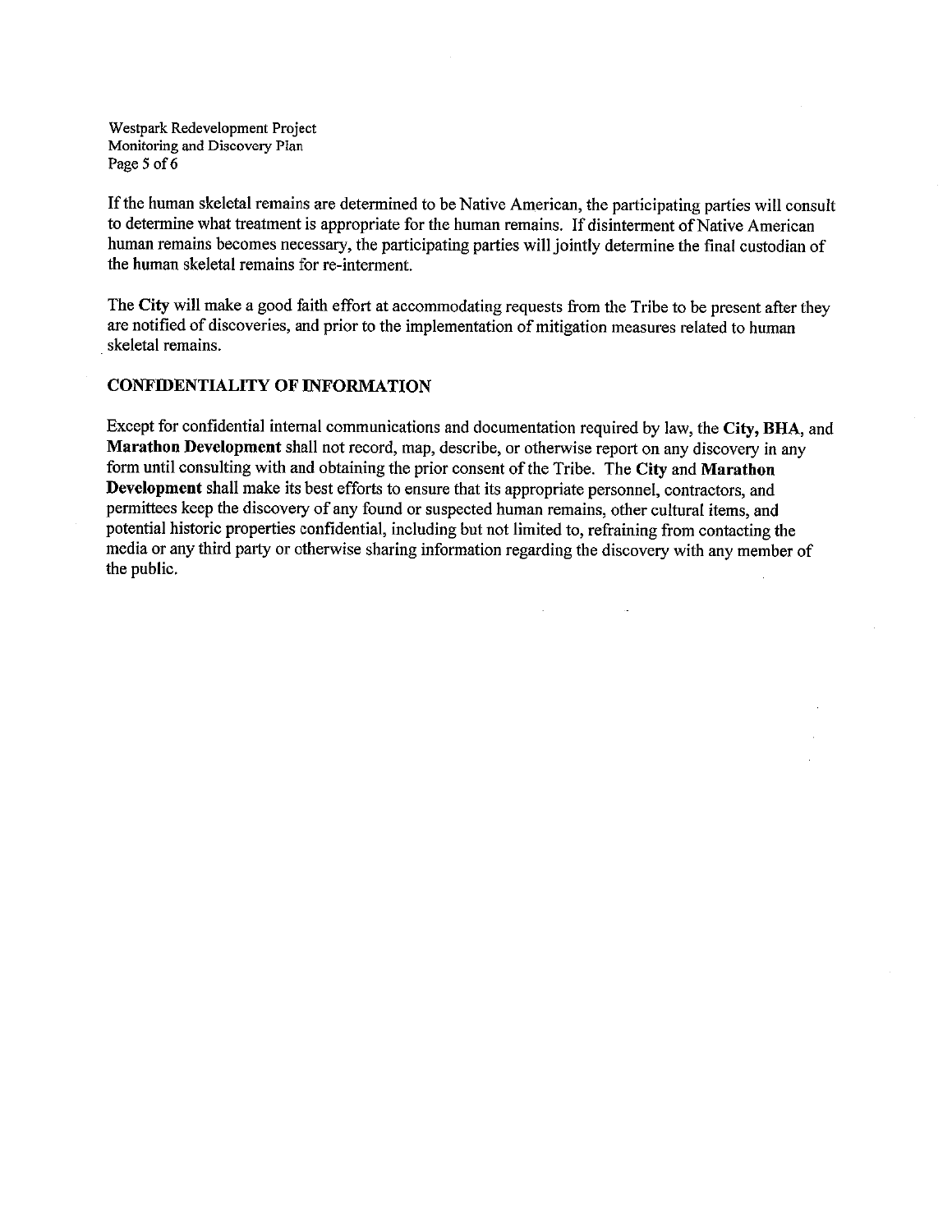If the human skeletal remains are determined to be Native American, the participating parties will consult to determine what treatment is appropriate for the human remains. If disinterment of Native American human remains becomes necessary, the participating parties will jointly determine the final custodian of the human skeletal remains for re-interment.

The **City** will make a good faith effort at accommodating requests from the Tribe to be present after they are notified of discoveries, and prior to the implementation of mitigation measures related to human skeletal remains.

## CONFIDENTIALITY OF INFORMATION

Except for confidential internal communications and documentation required by law, the **City, BHA**, and **Marathon Development** shall not record, map, describe, or otherwise report on any discovery in any form until consulting with and obtaining the prior consent of the Tribe. The **City** and **Marathon Development** shall make its best efforts to ensure that its appropriate personnel, contractors, and permittees keep the discovery of any found or suspected human remains, other cultural items, and potential historic properties confidential, including but not limited to, refraining from contacting the media or any third party or otherwise sharing information regarding the discovery with any member of the public.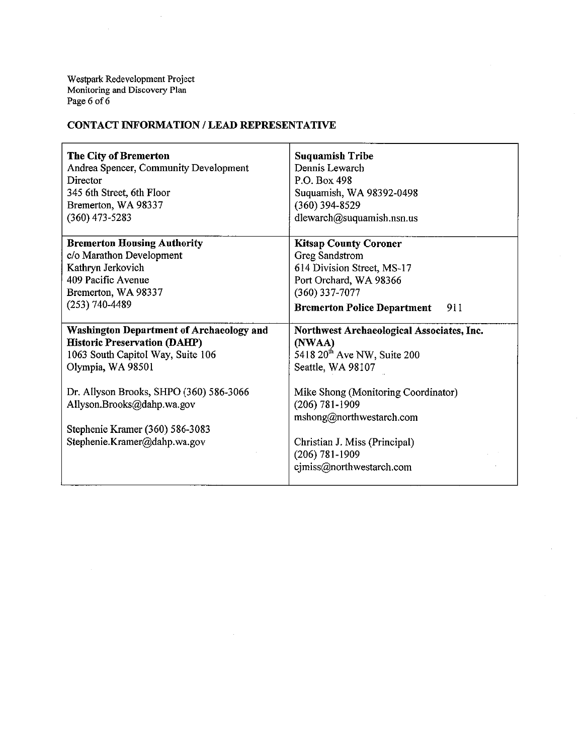## CONTACT INFORMATION / LEAD REPRESENTATIVE

| | |
|---|---|
| **The City of Bremerton**<br>Andrea Spencer, Community Development Director<br>345 6th Street, 6th Floor<br>Bremerton, WA 98337<br>(360) 473-5283 | **Suquamish Tribe**<br>Dennis Lewarch<br>P.O. Box 498<br>Suquamish, WA 98392-0498<br>(360) 394-8529<br>dlewarch@suquamish.nsn.us |
| **Bremerton Housing Authority**<br>c/o Marathon Development<br>Kathryn Jerkovich<br>409 Pacific Avenue<br>Bremerton, WA 98337<br>(253) 740-4489 | **Kitsap County Coroner**<br>Greg Sandstrom<br>614 Division Street, MS-17<br>Port Orchard, WA 98366<br>(360) 337-7077<br>**Bremerton Police Department** 911 |
| **Washington Department of Archaeology and Historic Preservation (DAHP)**<br>1063 South Capitol Way, Suite 106<br>Olympia, WA 98501<br><br>Dr. Allyson Brooks, SHPO (360) 586-3066<br>Allyson.Brooks@dahp.wa.gov<br><br>Stephenie Kramer (360) 586-3083<br>Stephenie.Kramer@dahp.wa.gov | **Northwest Archaeological Associates, Inc. (NWAA)**<br>5418 20th Ave NW, Suite 200<br>Seattle, WA 98107<br><br>Mike Shong (Monitoring Coordinator)<br>(206) 781-1909<br>mshong@northwestarch.com<br><br>Christian J. Miss (Principal)<br>(206) 781-1909<br>cjmiss@northwestarch.com |